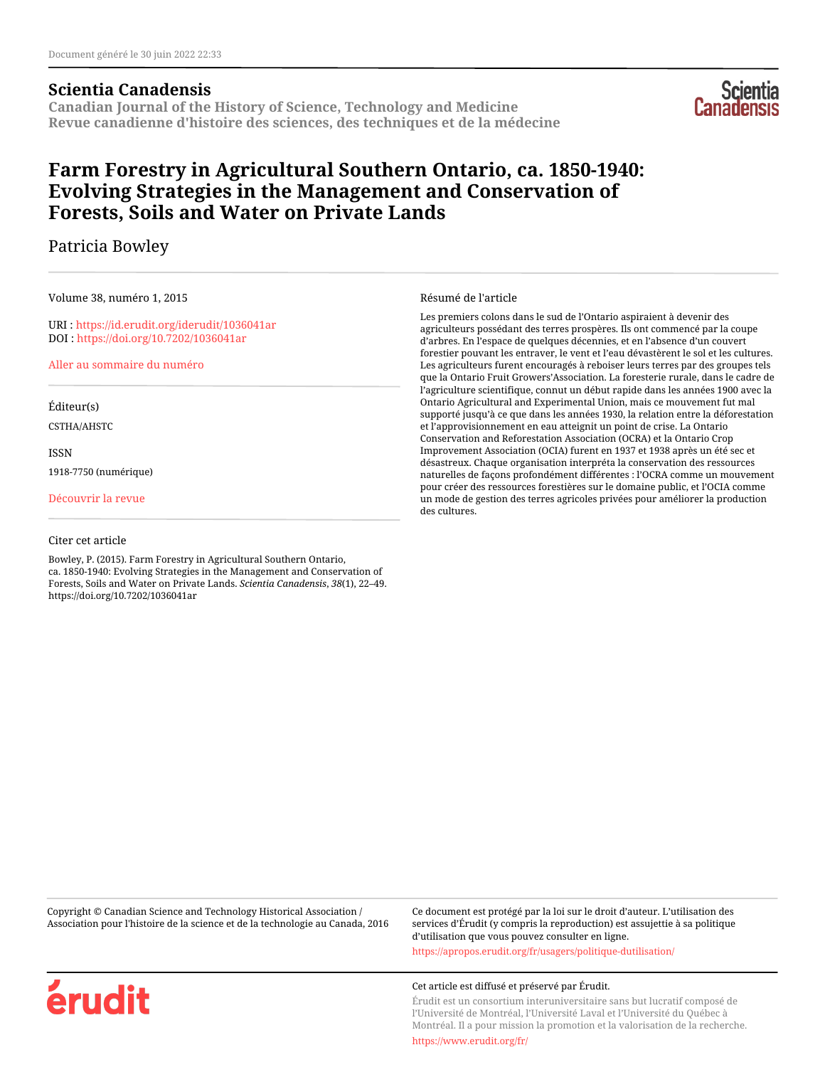Document généré le 30 juin 2022 22:33

**Scientia Canadensis**

**Canadian Journal of the History of Science, Technology and Medicine**
**Revue canadienne d'histoire des sciences, des techniques et de la médecine**

# Farm Forestry in Agricultural Southern Ontario, ca. 1850-1940: Evolving Strategies in the Management and Conservation of Forests, Soils and Water on Private Lands

Patricia Bowley

Volume 38, numéro 1, 2015

URI : https://id.erudit.org/iderudit/1036041ar
DOI : https://doi.org/10.7202/1036041ar

Aller au sommaire du numéro

Éditeur(s)

CSTHA/AHSTC

ISSN

1918-7750 (numérique)

Découvrir la revue

Citer cet article

Bowley, P. (2015). Farm Forestry in Agricultural Southern Ontario, ca. 1850-1940: Evolving Strategies in the Management and Conservation of Forests, Soils and Water on Private Lands. *Scientia Canadensis*, *38*(1), 22–49. https://doi.org/10.7202/1036041ar

Résumé de l'article

Les premiers colons dans le sud de l'Ontario aspiraient à devenir des agriculteurs possédant des terres prospères. Ils ont commencé par la coupe d'arbres. En l'espace de quelques décennies, et en l'absence d'un couvert forestier pouvant les entraver, le vent et l'eau dévastèrent le sol et les cultures. Les agriculteurs furent encouragés à reboiser leurs terres par des groupes tels que la Ontario Fruit Growers'Association. La foresterie rurale, dans le cadre de l'agriculture scientifique, connut un début rapide dans les années 1900 avec la Ontario Agricultural and Experimental Union, mais ce mouvement fut mal supporté jusqu'à ce que dans les années 1930, la relation entre la déforestation et l'approvisionnement en eau atteignit un point de crise. La Ontario Conservation and Reforestation Association (OCRA) et la Ontario Crop Improvement Association (OCIA) furent en 1937 et 1938 après un été sec et désastreux. Chaque organisation interpréta la conservation des ressources naturelles de façons profondément différentes : l'OCRA comme un mouvement pour créer des ressources forestières sur le domaine public, et l'OCIA comme un mode de gestion des terres agricoles privées pour améliorer la production des cultures.

Copyright © Canadian Science and Technology Historical Association / Association pour l'histoire de la science et de la technologie au Canada, 2016

Ce document est protégé par la loi sur le droit d'auteur. L'utilisation des services d'Érudit (y compris la reproduction) est assujettie à sa politique d'utilisation que vous pouvez consulter en ligne.

https://apropos.erudit.org/fr/usagers/politique-dutilisation/

Cet article est diffusé et préservé par Érudit.

Érudit est un consortium interuniversitaire sans but lucratif composé de l'Université de Montréal, l'Université Laval et l'Université du Québec à Montréal. Il a pour mission la promotion et la valorisation de la recherche.

https://www.erudit.org/fr/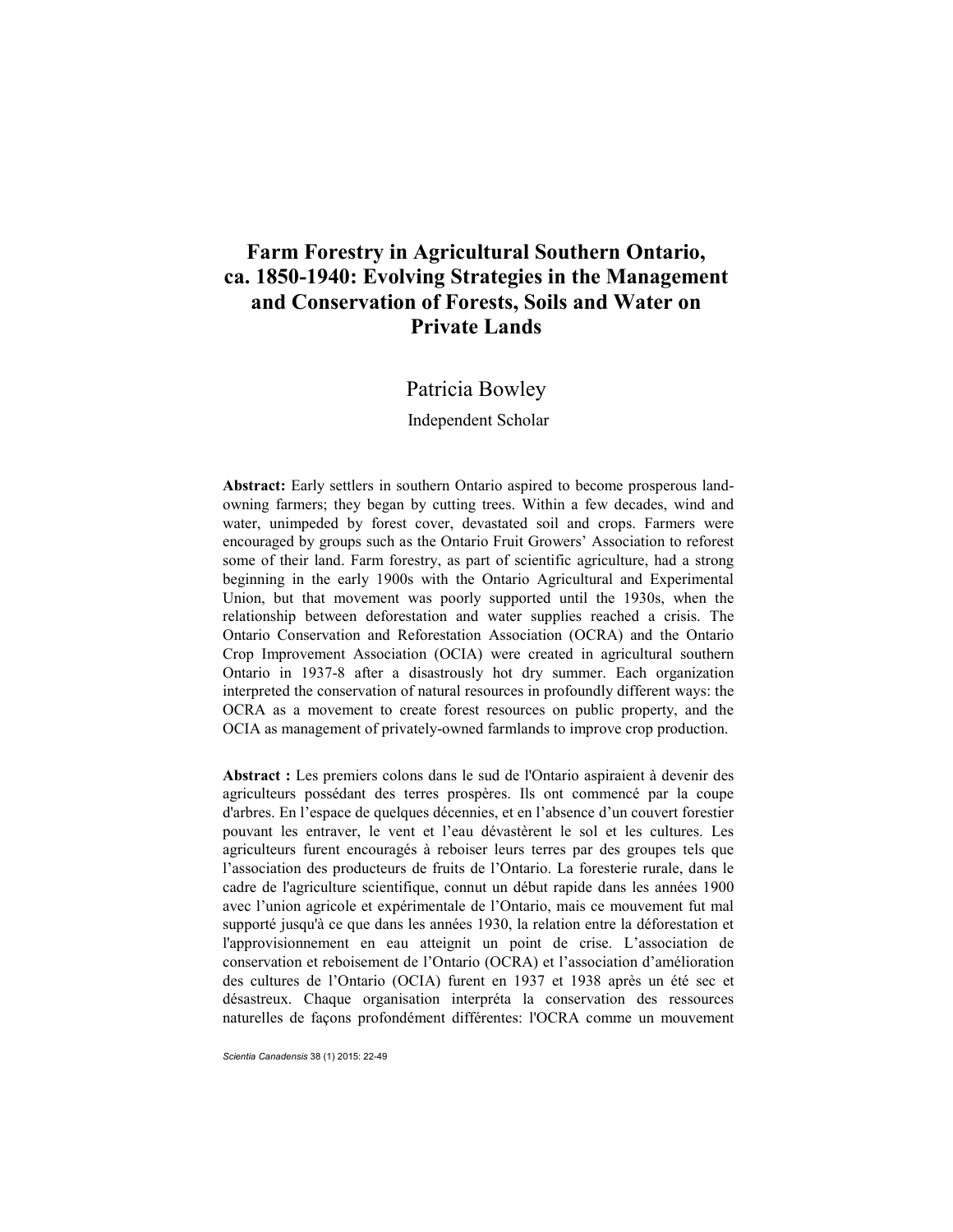# Farm Forestry in Agricultural Southern Ontario, ca. 1850-1940: Evolving Strategies in the Management and Conservation of Forests, Soils and Water on Private Lands

Patricia Bowley

Independent Scholar

**Abstract:** Early settlers in southern Ontario aspired to become prosperous land-owning farmers; they began by cutting trees. Within a few decades, wind and water, unimpeded by forest cover, devastated soil and crops. Farmers were encouraged by groups such as the Ontario Fruit Growers' Association to reforest some of their land. Farm forestry, as part of scientific agriculture, had a strong beginning in the early 1900s with the Ontario Agricultural and Experimental Union, but that movement was poorly supported until the 1930s, when the relationship between deforestation and water supplies reached a crisis. The Ontario Conservation and Reforestation Association (OCRA) and the Ontario Crop Improvement Association (OCIA) were created in agricultural southern Ontario in 1937-8 after a disastrously hot dry summer. Each organization interpreted the conservation of natural resources in profoundly different ways: the OCRA as a movement to create forest resources on public property, and the OCIA as management of privately-owned farmlands to improve crop production.

**Abstract :** Les premiers colons dans le sud de l'Ontario aspiraient à devenir des agriculteurs possédant des terres prospères. Ils ont commencé par la coupe d'arbres. En l'espace de quelques décennies, et en l'absence d'un couvert forestier pouvant les entraver, le vent et l'eau dévastèrent le sol et les cultures. Les agriculteurs furent encouragés à reboiser leurs terres par des groupes tels que l'association des producteurs de fruits de l'Ontario. La foresterie rurale, dans le cadre de l'agriculture scientifique, connut un début rapide dans les années 1900 avec l'union agricole et expérimentale de l'Ontario, mais ce mouvement fut mal supporté jusqu'à ce que dans les années 1930, la relation entre la déforestation et l'approvisionnement en eau atteignit un point de crise. L'association de conservation et reboisement de l'Ontario (OCRA) et l'association d'amélioration des cultures de l'Ontario (OCIA) furent en 1937 et 1938 après un été sec et désastreux. Chaque organisation interpréta la conservation des ressources naturelles de façons profondément différentes: l'OCRA comme un mouvement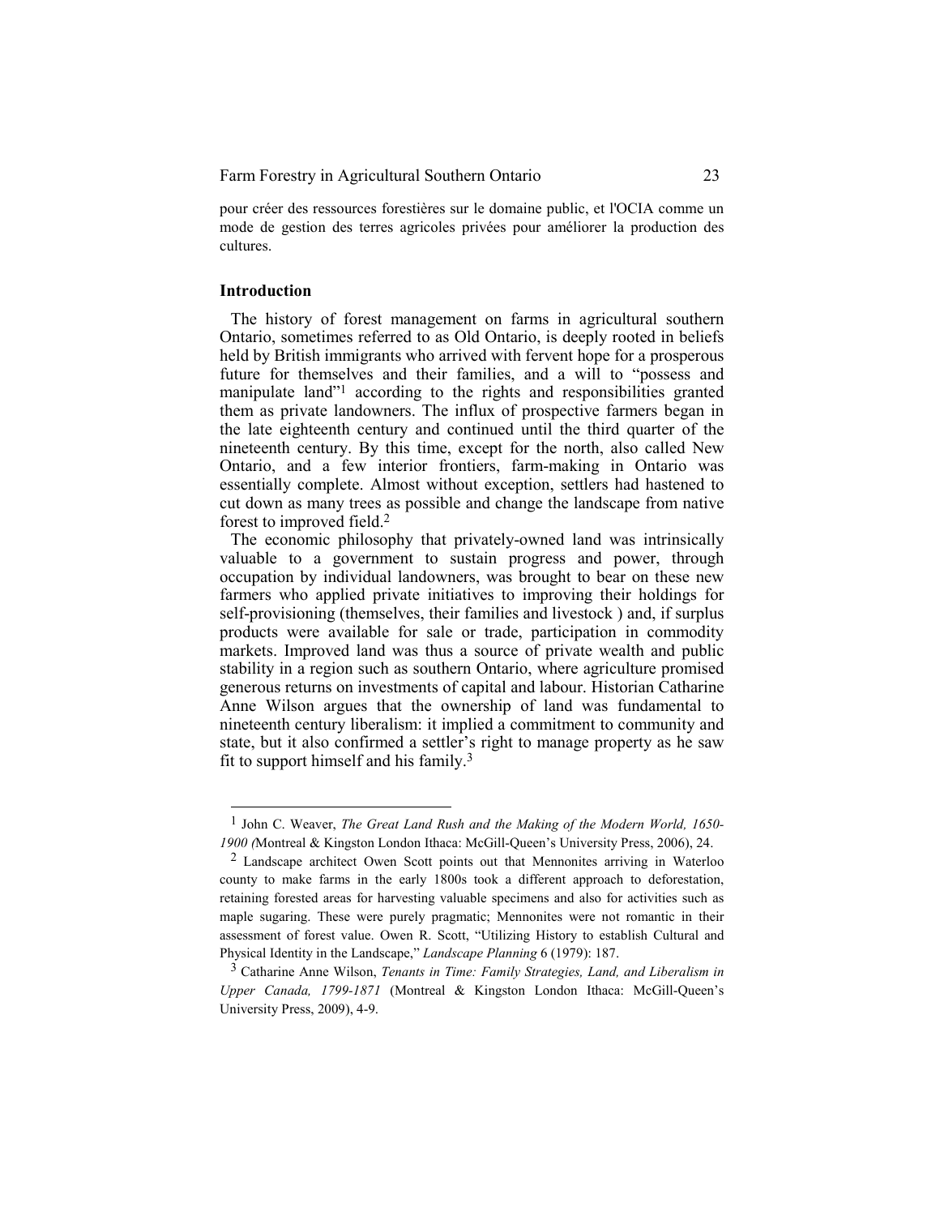pour créer des ressources forestières sur le domaine public, et l'OCIA comme un mode de gestion des terres agricoles privées pour améliorer la production des cultures.

## Introduction

The history of forest management on farms in agricultural southern Ontario, sometimes referred to as Old Ontario, is deeply rooted in beliefs held by British immigrants who arrived with fervent hope for a prosperous future for themselves and their families, and a will to "possess and manipulate land"[1] according to the rights and responsibilities granted them as private landowners. The influx of prospective farmers began in the late eighteenth century and continued until the third quarter of the nineteenth century. By this time, except for the north, also called New Ontario, and a few interior frontiers, farm-making in Ontario was essentially complete. Almost without exception, settlers had hastened to cut down as many trees as possible and change the landscape from native forest to improved field.[2]

The economic philosophy that privately-owned land was intrinsically valuable to a government to sustain progress and power, through occupation by individual landowners, was brought to bear on these new farmers who applied private initiatives to improving their holdings for self-provisioning (themselves, their families and livestock ) and, if surplus products were available for sale or trade, participation in commodity markets. Improved land was thus a source of private wealth and public stability in a region such as southern Ontario, where agriculture promised generous returns on investments of capital and labour. Historian Catharine Anne Wilson argues that the ownership of land was fundamental to nineteenth century liberalism: it implied a commitment to community and state, but it also confirmed a settler's right to manage property as he saw fit to support himself and his family.[3]

---

[1] John C. Weaver, *The Great Land Rush and the Making of the Modern World, 1650-1900 (*Montreal & Kingston London Ithaca: McGill-Queen's University Press, 2006), 24.

[2] Landscape architect Owen Scott points out that Mennonites arriving in Waterloo county to make farms in the early 1800s took a different approach to deforestation, retaining forested areas for harvesting valuable specimens and also for activities such as maple sugaring. These were purely pragmatic; Mennonites were not romantic in their assessment of forest value. Owen R. Scott, "Utilizing History to establish Cultural and Physical Identity in the Landscape," *Landscape Planning* 6 (1979): 187.

[3] Catharine Anne Wilson, *Tenants in Time: Family Strategies, Land, and Liberalism in Upper Canada, 1799-1871* (Montreal & Kingston London Ithaca: McGill-Queen's University Press, 2009), 4-9.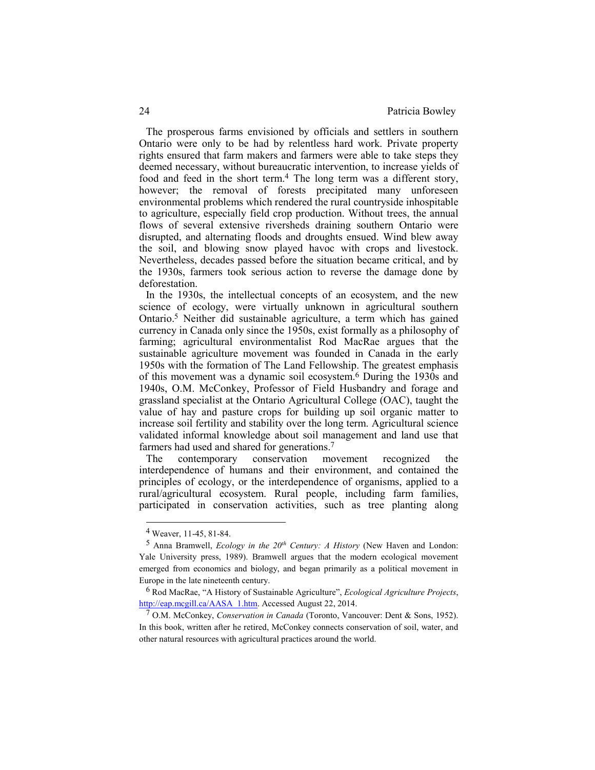The prosperous farms envisioned by officials and settlers in southern Ontario were only to be had by relentless hard work. Private property rights ensured that farm makers and farmers were able to take steps they deemed necessary, without bureaucratic intervention, to increase yields of food and feed in the short term.[4] The long term was a different story, however; the removal of forests precipitated many unforeseen environmental problems which rendered the rural countryside inhospitable to agriculture, especially field crop production. Without trees, the annual flows of several extensive riversheds draining southern Ontario were disrupted, and alternating floods and droughts ensued. Wind blew away the soil, and blowing snow played havoc with crops and livestock. Nevertheless, decades passed before the situation became critical, and by the 1930s, farmers took serious action to reverse the damage done by deforestation.

In the 1930s, the intellectual concepts of an ecosystem, and the new science of ecology, were virtually unknown in agricultural southern Ontario.[5] Neither did sustainable agriculture, a term which has gained currency in Canada only since the 1950s, exist formally as a philosophy of farming; agricultural environmentalist Rod MacRae argues that the sustainable agriculture movement was founded in Canada in the early 1950s with the formation of The Land Fellowship. The greatest emphasis of this movement was a dynamic soil ecosystem.[6] During the 1930s and 1940s, O.M. McConkey, Professor of Field Husbandry and forage and grassland specialist at the Ontario Agricultural College (OAC), taught the value of hay and pasture crops for building up soil organic matter to increase soil fertility and stability over the long term. Agricultural science validated informal knowledge about soil management and land use that farmers had used and shared for generations.[7]

The contemporary conservation movement recognized the interdependence of humans and their environment, and contained the principles of ecology, or the interdependence of organisms, applied to a rural/agricultural ecosystem. Rural people, including farm families, participated in conservation activities, such as tree planting along

---

[4] Weaver, 11-45, 81-84.

[5] Anna Bramwell, *Ecology in the 20th Century: A History* (New Haven and London: Yale University press, 1989). Bramwell argues that the modern ecological movement emerged from economics and biology, and began primarily as a political movement in Europe in the late nineteenth century.

[6] Rod MacRae, "A History of Sustainable Agriculture", *Ecological Agriculture Projects*, http://eap.mcgill.ca/AASA_1.htm. Accessed August 22, 2014.

[7] O.M. McConkey, *Conservation in Canada* (Toronto, Vancouver: Dent & Sons, 1952). In this book, written after he retired, McConkey connects conservation of soil, water, and other natural resources with agricultural practices around the world.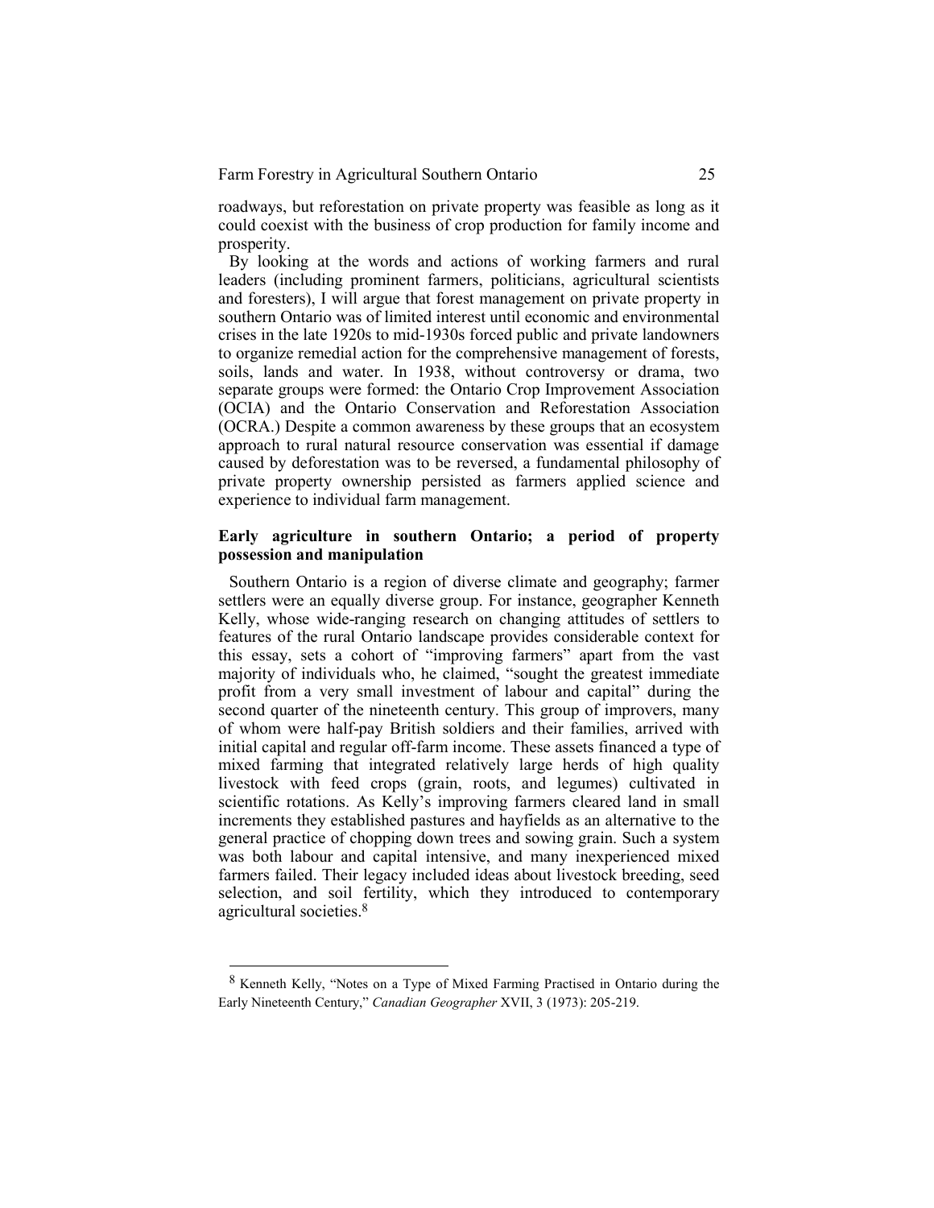roadways, but reforestation on private property was feasible as long as it could coexist with the business of crop production for family income and prosperity.

By looking at the words and actions of working farmers and rural leaders (including prominent farmers, politicians, agricultural scientists and foresters), I will argue that forest management on private property in southern Ontario was of limited interest until economic and environmental crises in the late 1920s to mid-1930s forced public and private landowners to organize remedial action for the comprehensive management of forests, soils, lands and water. In 1938, without controversy or drama, two separate groups were formed: the Ontario Crop Improvement Association (OCIA) and the Ontario Conservation and Reforestation Association (OCRA.) Despite a common awareness by these groups that an ecosystem approach to rural natural resource conservation was essential if damage caused by deforestation was to be reversed, a fundamental philosophy of private property ownership persisted as farmers applied science and experience to individual farm management.

**Early agriculture in southern Ontario; a period of property possession and manipulation**

Southern Ontario is a region of diverse climate and geography; farmer settlers were an equally diverse group. For instance, geographer Kenneth Kelly, whose wide-ranging research on changing attitudes of settlers to features of the rural Ontario landscape provides considerable context for this essay, sets a cohort of "improving farmers" apart from the vast majority of individuals who, he claimed, "sought the greatest immediate profit from a very small investment of labour and capital" during the second quarter of the nineteenth century. This group of improvers, many of whom were half-pay British soldiers and their families, arrived with initial capital and regular off-farm income. These assets financed a type of mixed farming that integrated relatively large herds of high quality livestock with feed crops (grain, roots, and legumes) cultivated in scientific rotations. As Kelly's improving farmers cleared land in small increments they established pastures and hayfields as an alternative to the general practice of chopping down trees and sowing grain. Such a system was both labour and capital intensive, and many inexperienced mixed farmers failed. Their legacy included ideas about livestock breeding, seed selection, and soil fertility, which they introduced to contemporary agricultural societies.[8]

[8] Kenneth Kelly, "Notes on a Type of Mixed Farming Practised in Ontario during the Early Nineteenth Century," *Canadian Geographer* XVII, 3 (1973): 205-219.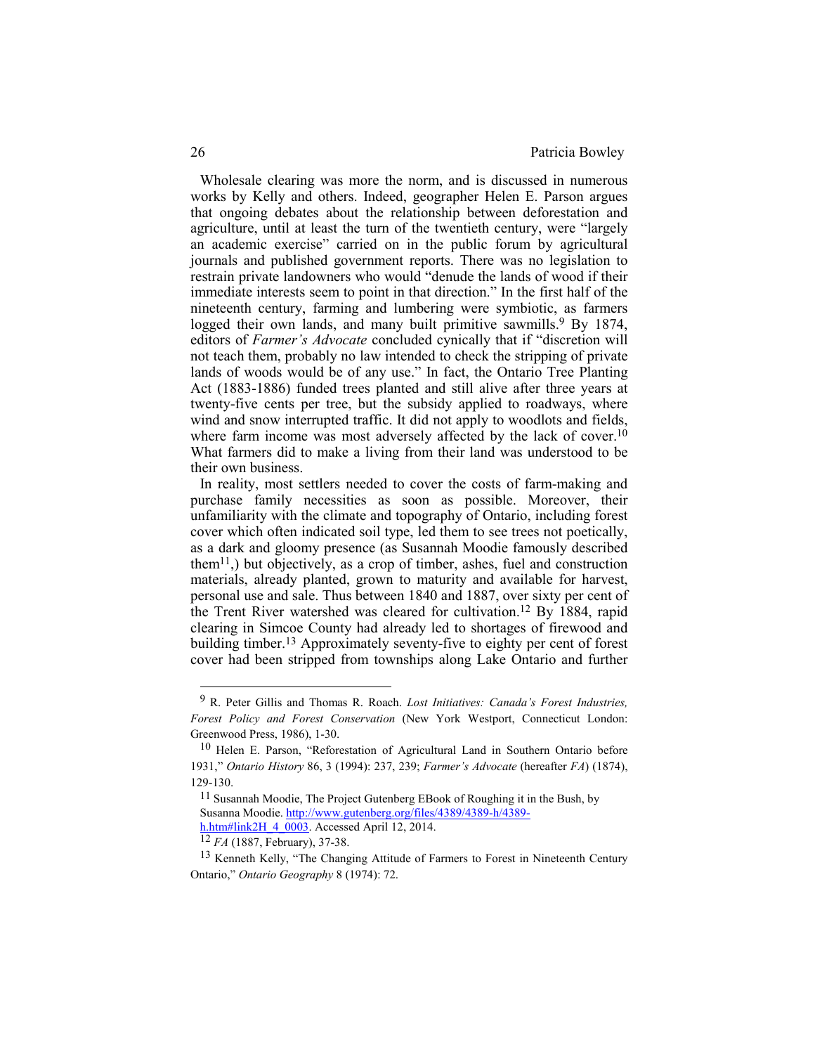Wholesale clearing was more the norm, and is discussed in numerous works by Kelly and others. Indeed, geographer Helen E. Parson argues that ongoing debates about the relationship between deforestation and agriculture, until at least the turn of the twentieth century, were "largely an academic exercise" carried on in the public forum by agricultural journals and published government reports. There was no legislation to restrain private landowners who would "denude the lands of wood if their immediate interests seem to point in that direction." In the first half of the nineteenth century, farming and lumbering were symbiotic, as farmers logged their own lands, and many built primitive sawmills.[9] By 1874, editors of *Farmer's Advocate* concluded cynically that if "discretion will not teach them, probably no law intended to check the stripping of private lands of woods would be of any use." In fact, the Ontario Tree Planting Act (1883-1886) funded trees planted and still alive after three years at twenty-five cents per tree, but the subsidy applied to roadways, where wind and snow interrupted traffic. It did not apply to woodlots and fields, where farm income was most adversely affected by the lack of cover.[10] What farmers did to make a living from their land was understood to be their own business.

In reality, most settlers needed to cover the costs of farm-making and purchase family necessities as soon as possible. Moreover, their unfamiliarity with the climate and topography of Ontario, including forest cover which often indicated soil type, led them to see trees not poetically, as a dark and gloomy presence (as Susannah Moodie famously described them[11],) but objectively, as a crop of timber, ashes, fuel and construction materials, already planted, grown to maturity and available for harvest, personal use and sale. Thus between 1840 and 1887, over sixty per cent of the Trent River watershed was cleared for cultivation.[12] By 1884, rapid clearing in Simcoe County had already led to shortages of firewood and building timber.[13] Approximately seventy-five to eighty per cent of forest cover had been stripped from townships along Lake Ontario and further

---

[9] R. Peter Gillis and Thomas R. Roach. *Lost Initiatives: Canada's Forest Industries, Forest Policy and Forest Conservation* (New York Westport, Connecticut London: Greenwood Press, 1986), 1-30.

[10] Helen E. Parson, "Reforestation of Agricultural Land in Southern Ontario before 1931," *Ontario History* 86, 3 (1994): 237, 239; *Farmer's Advocate* (hereafter *FA*) (1874), 129-130.

[11] Susannah Moodie, The Project Gutenberg EBook of Roughing it in the Bush, by Susanna Moodie. http://www.gutenberg.org/files/4389/4389-h/4389-h.htm#link2H_4_0003. Accessed April 12, 2014.

[12] *FA* (1887, February), 37-38.

[13] Kenneth Kelly, "The Changing Attitude of Farmers to Forest in Nineteenth Century Ontario," *Ontario Geography* 8 (1974): 72.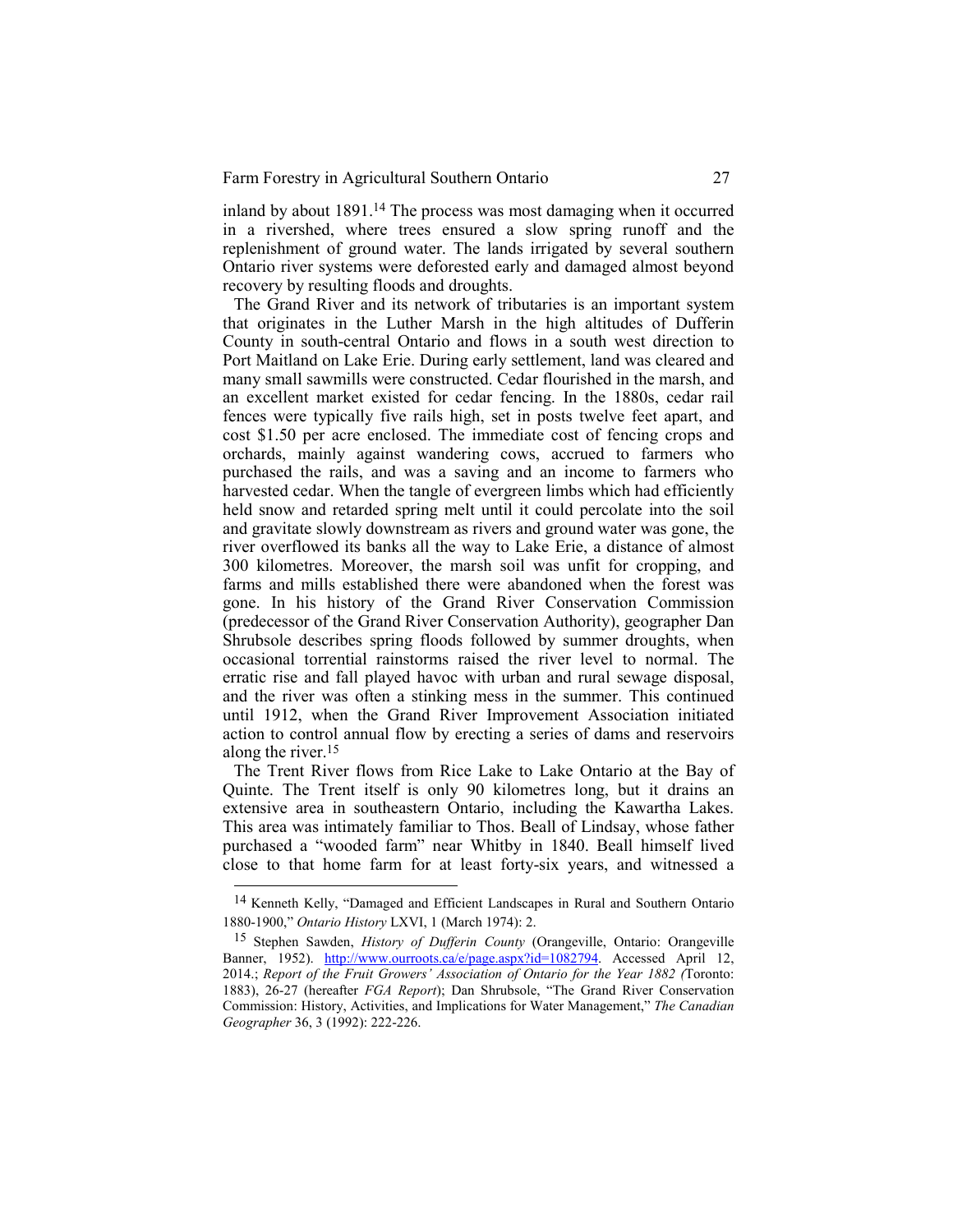inland by about 1891.[14] The process was most damaging when it occurred in a rivershed, where trees ensured a slow spring runoff and the replenishment of ground water. The lands irrigated by several southern Ontario river systems were deforested early and damaged almost beyond recovery by resulting floods and droughts.

The Grand River and its network of tributaries is an important system that originates in the Luther Marsh in the high altitudes of Dufferin County in south-central Ontario and flows in a south west direction to Port Maitland on Lake Erie. During early settlement, land was cleared and many small sawmills were constructed. Cedar flourished in the marsh, and an excellent market existed for cedar fencing. In the 1880s, cedar rail fences were typically five rails high, set in posts twelve feet apart, and cost $1.50 per acre enclosed. The immediate cost of fencing crops and orchards, mainly against wandering cows, accrued to farmers who purchased the rails, and was a saving and an income to farmers who harvested cedar. When the tangle of evergreen limbs which had efficiently held snow and retarded spring melt until it could percolate into the soil and gravitate slowly downstream as rivers and ground water was gone, the river overflowed its banks all the way to Lake Erie, a distance of almost 300 kilometres. Moreover, the marsh soil was unfit for cropping, and farms and mills established there were abandoned when the forest was gone. In his history of the Grand River Conservation Commission (predecessor of the Grand River Conservation Authority), geographer Dan Shrubsole describes spring floods followed by summer droughts, when occasional torrential rainstorms raised the river level to normal. The erratic rise and fall played havoc with urban and rural sewage disposal, and the river was often a stinking mess in the summer. This continued until 1912, when the Grand River Improvement Association initiated action to control annual flow by erecting a series of dams and reservoirs along the river.[15]

The Trent River flows from Rice Lake to Lake Ontario at the Bay of Quinte. The Trent itself is only 90 kilometres long, but it drains an extensive area in southeastern Ontario, including the Kawartha Lakes. This area was intimately familiar to Thos. Beall of Lindsay, whose father purchased a "wooded farm" near Whitby in 1840. Beall himself lived close to that home farm for at least forty-six years, and witnessed a

---

[14] Kenneth Kelly, "Damaged and Efficient Landscapes in Rural and Southern Ontario 1880-1900," *Ontario History* LXVI, 1 (March 1974): 2.

[15] Stephen Sawden, *History of Dufferin County* (Orangeville, Ontario: Orangeville Banner, 1952). http://www.ourroots.ca/e/page.aspx?id=1082794. Accessed April 12, 2014.; *Report of the Fruit Growers' Association of Ontario for the Year 1882 (*Toronto: 1883), 26-27 (hereafter *FGA Report*); Dan Shrubsole, "The Grand River Conservation Commission: History, Activities, and Implications for Water Management," *The Canadian Geographer* 36, 3 (1992): 222-226.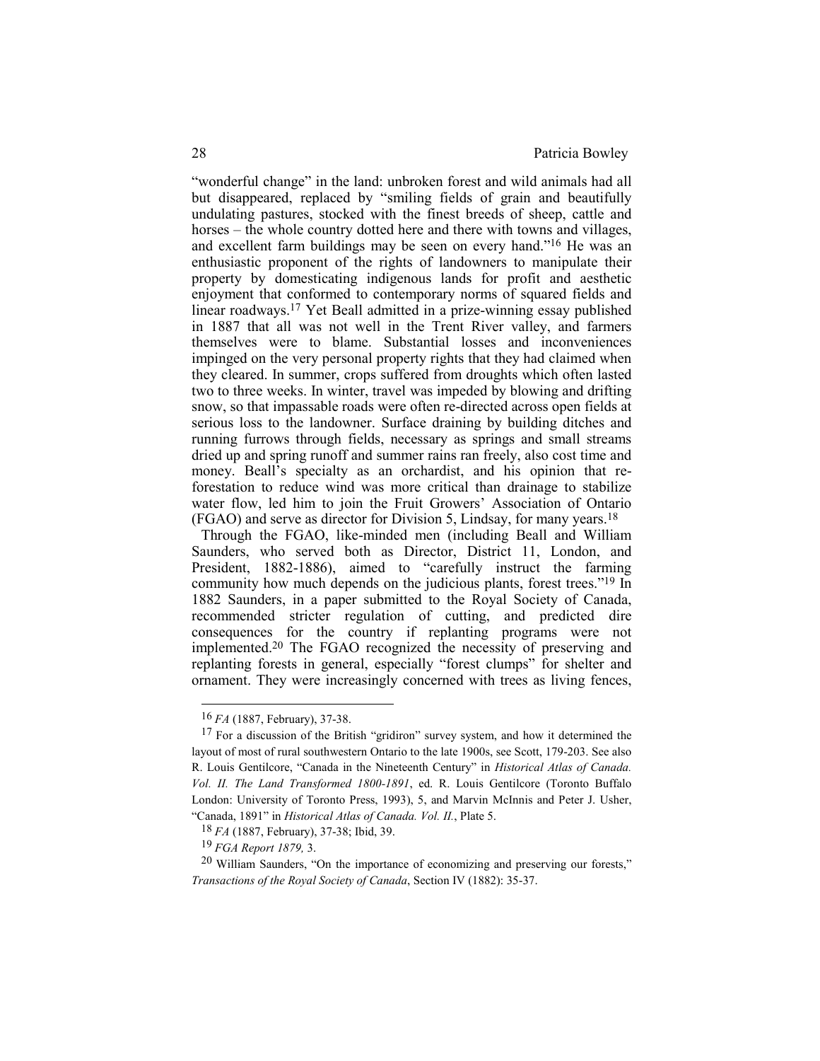"wonderful change" in the land: unbroken forest and wild animals had all but disappeared, replaced by "smiling fields of grain and beautifully undulating pastures, stocked with the finest breeds of sheep, cattle and horses – the whole country dotted here and there with towns and villages, and excellent farm buildings may be seen on every hand."[16] He was an enthusiastic proponent of the rights of landowners to manipulate their property by domesticating indigenous lands for profit and aesthetic enjoyment that conformed to contemporary norms of squared fields and linear roadways.[17] Yet Beall admitted in a prize-winning essay published in 1887 that all was not well in the Trent River valley, and farmers themselves were to blame. Substantial losses and inconveniences impinged on the very personal property rights that they had claimed when they cleared. In summer, crops suffered from droughts which often lasted two to three weeks. In winter, travel was impeded by blowing and drifting snow, so that impassable roads were often re-directed across open fields at serious loss to the landowner. Surface draining by building ditches and running furrows through fields, necessary as springs and small streams dried up and spring runoff and summer rains ran freely, also cost time and money. Beall's specialty as an orchardist, and his opinion that re-forestation to reduce wind was more critical than drainage to stabilize water flow, led him to join the Fruit Growers' Association of Ontario (FGAO) and serve as director for Division 5, Lindsay, for many years.[18]

Through the FGAO, like-minded men (including Beall and William Saunders, who served both as Director, District 11, London, and President, 1882-1886), aimed to "carefully instruct the farming community how much depends on the judicious plants, forest trees."[19] In 1882 Saunders, in a paper submitted to the Royal Society of Canada, recommended stricter regulation of cutting, and predicted dire consequences for the country if replanting programs were not implemented.[20] The FGAO recognized the necessity of preserving and replanting forests in general, especially "forest clumps" for shelter and ornament. They were increasingly concerned with trees as living fences,

---

[16] *FA* (1887, February), 37-38.

[17] For a discussion of the British "gridiron" survey system, and how it determined the layout of most of rural southwestern Ontario to the late 1900s, see Scott, 179-203. See also R. Louis Gentilcore, "Canada in the Nineteenth Century" in *Historical Atlas of Canada. Vol. II. The Land Transformed 1800-1891*, ed. R. Louis Gentilcore (Toronto Buffalo London: University of Toronto Press, 1993), 5, and Marvin McInnis and Peter J. Usher, "Canada, 1891" in *Historical Atlas of Canada. Vol. II.*, Plate 5.

[18] *FA* (1887, February), 37-38; Ibid, 39.

[19] *FGA Report 1879,* 3.

[20] William Saunders, "On the importance of economizing and preserving our forests," *Transactions of the Royal Society of Canada*, Section IV (1882): 35-37.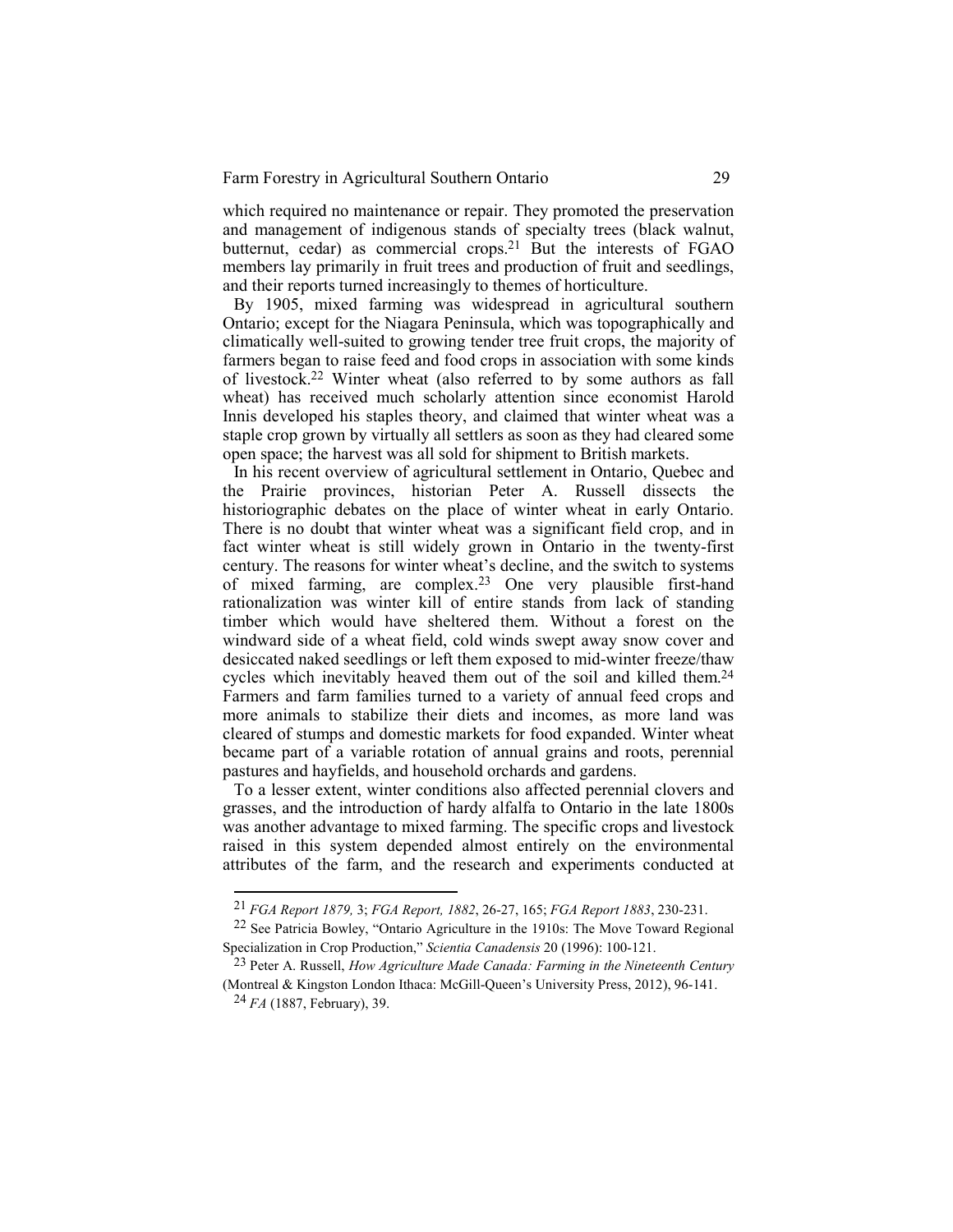which required no maintenance or repair. They promoted the preservation and management of indigenous stands of specialty trees (black walnut, butternut, cedar) as commercial crops.[21] But the interests of FGAO members lay primarily in fruit trees and production of fruit and seedlings, and their reports turned increasingly to themes of horticulture.

By 1905, mixed farming was widespread in agricultural southern Ontario; except for the Niagara Peninsula, which was topographically and climatically well-suited to growing tender tree fruit crops, the majority of farmers began to raise feed and food crops in association with some kinds of livestock.[22] Winter wheat (also referred to by some authors as fall wheat) has received much scholarly attention since economist Harold Innis developed his staples theory, and claimed that winter wheat was a staple crop grown by virtually all settlers as soon as they had cleared some open space; the harvest was all sold for shipment to British markets.

In his recent overview of agricultural settlement in Ontario, Quebec and the Prairie provinces, historian Peter A. Russell dissects the historiographic debates on the place of winter wheat in early Ontario. There is no doubt that winter wheat was a significant field crop, and in fact winter wheat is still widely grown in Ontario in the twenty-first century. The reasons for winter wheat's decline, and the switch to systems of mixed farming, are complex.[23] One very plausible first-hand rationalization was winter kill of entire stands from lack of standing timber which would have sheltered them. Without a forest on the windward side of a wheat field, cold winds swept away snow cover and desiccated naked seedlings or left them exposed to mid-winter freeze/thaw cycles which inevitably heaved them out of the soil and killed them.[24] Farmers and farm families turned to a variety of annual feed crops and more animals to stabilize their diets and incomes, as more land was cleared of stumps and domestic markets for food expanded. Winter wheat became part of a variable rotation of annual grains and roots, perennial pastures and hayfields, and household orchards and gardens.

To a lesser extent, winter conditions also affected perennial clovers and grasses, and the introduction of hardy alfalfa to Ontario in the late 1800s was another advantage to mixed farming. The specific crops and livestock raised in this system depended almost entirely on the environmental attributes of the farm, and the research and experiments conducted at

---

[21] *FGA Report 1879,* 3; *FGA Report, 1882*, 26-27, 165; *FGA Report 1883*, 230-231.

[22] See Patricia Bowley, "Ontario Agriculture in the 1910s: The Move Toward Regional Specialization in Crop Production," *Scientia Canadensis* 20 (1996): 100-121.

[23] Peter A. Russell, *How Agriculture Made Canada: Farming in the Nineteenth Century* (Montreal & Kingston London Ithaca: McGill-Queen's University Press, 2012), 96-141.

[24] *FA* (1887, February), 39.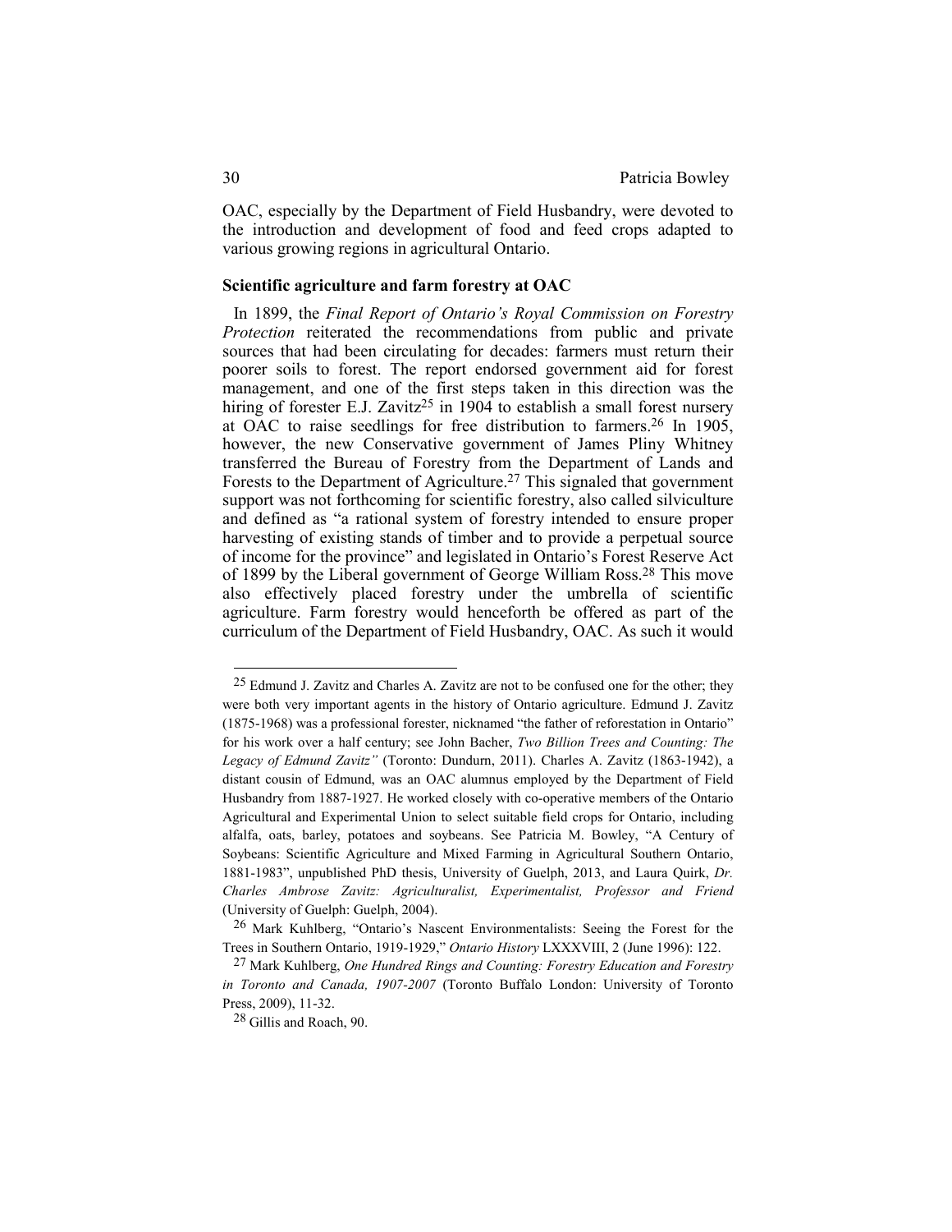OAC, especially by the Department of Field Husbandry, were devoted to the introduction and development of food and feed crops adapted to various growing regions in agricultural Ontario.

### Scientific agriculture and farm forestry at OAC

In 1899, the *Final Report of Ontario's Royal Commission on Forestry Protection* reiterated the recommendations from public and private sources that had been circulating for decades: farmers must return their poorer soils to forest. The report endorsed government aid for forest management, and one of the first steps taken in this direction was the hiring of forester E.J. Zavitz[25] in 1904 to establish a small forest nursery at OAC to raise seedlings for free distribution to farmers.[26] In 1905, however, the new Conservative government of James Pliny Whitney transferred the Bureau of Forestry from the Department of Lands and Forests to the Department of Agriculture.[27] This signaled that government support was not forthcoming for scientific forestry, also called silviculture and defined as "a rational system of forestry intended to ensure proper harvesting of existing stands of timber and to provide a perpetual source of income for the province" and legislated in Ontario's Forest Reserve Act of 1899 by the Liberal government of George William Ross.[28] This move also effectively placed forestry under the umbrella of scientific agriculture. Farm forestry would henceforth be offered as part of the curriculum of the Department of Field Husbandry, OAC. As such it would

---

[25] Edmund J. Zavitz and Charles A. Zavitz are not to be confused one for the other; they were both very important agents in the history of Ontario agriculture. Edmund J. Zavitz (1875-1968) was a professional forester, nicknamed "the father of reforestation in Ontario" for his work over a half century; see John Bacher, *Two Billion Trees and Counting: The Legacy of Edmund Zavitz"* (Toronto: Dundurn, 2011). Charles A. Zavitz (1863-1942), a distant cousin of Edmund, was an OAC alumnus employed by the Department of Field Husbandry from 1887-1927. He worked closely with co-operative members of the Ontario Agricultural and Experimental Union to select suitable field crops for Ontario, including alfalfa, oats, barley, potatoes and soybeans. See Patricia M. Bowley, "A Century of Soybeans: Scientific Agriculture and Mixed Farming in Agricultural Southern Ontario, 1881-1983", unpublished PhD thesis, University of Guelph, 2013, and Laura Quirk, *Dr. Charles Ambrose Zavitz: Agriculturalist, Experimentalist, Professor and Friend* (University of Guelph: Guelph, 2004).

[26] Mark Kuhlberg, "Ontario's Nascent Environmentalists: Seeing the Forest for the Trees in Southern Ontario, 1919-1929," *Ontario History* LXXXVIII, 2 (June 1996): 122.

[27] Mark Kuhlberg, *One Hundred Rings and Counting: Forestry Education and Forestry in Toronto and Canada, 1907-2007* (Toronto Buffalo London: University of Toronto Press, 2009), 11-32.

[28] Gillis and Roach, 90.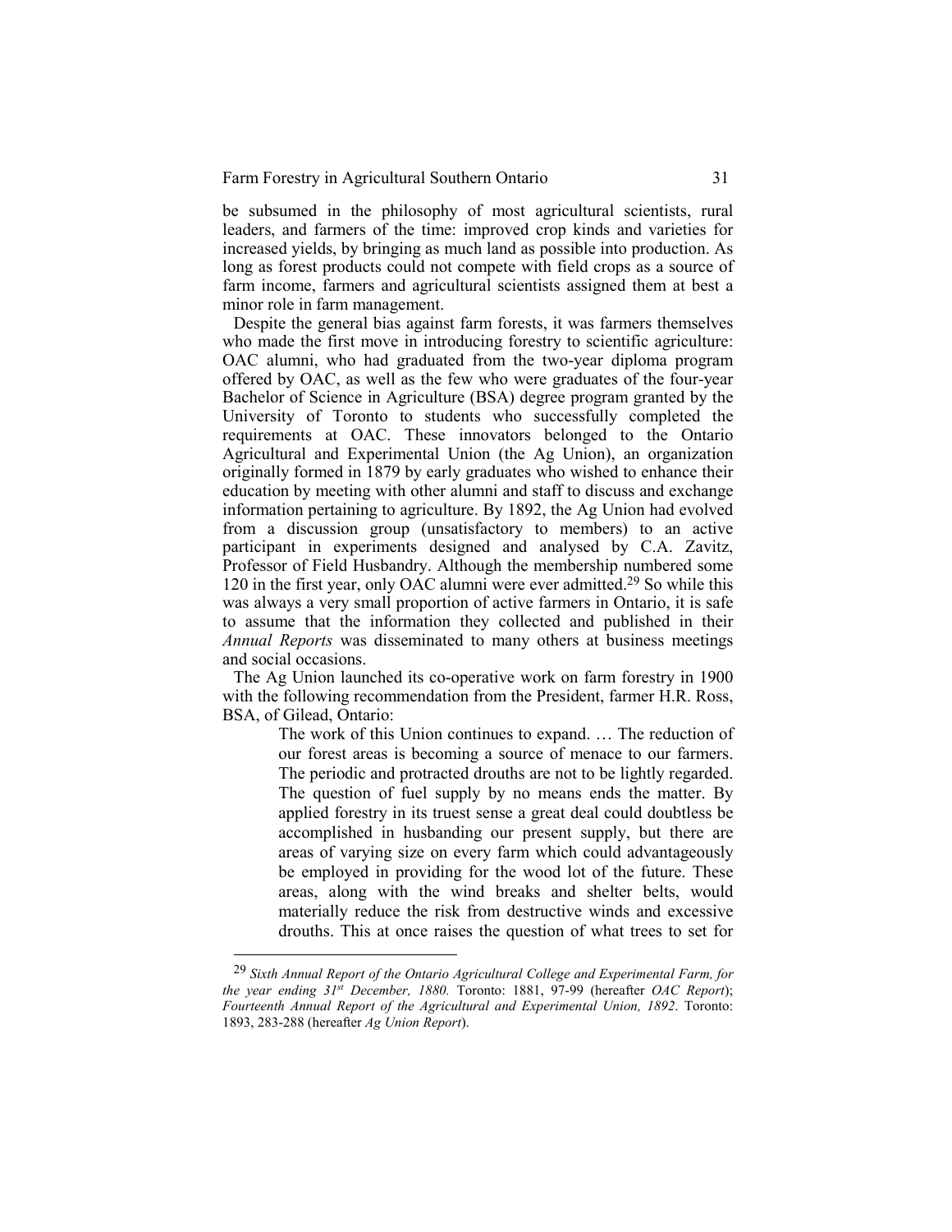be subsumed in the philosophy of most agricultural scientists, rural leaders, and farmers of the time: improved crop kinds and varieties for increased yields, by bringing as much land as possible into production. As long as forest products could not compete with field crops as a source of farm income, farmers and agricultural scientists assigned them at best a minor role in farm management.

Despite the general bias against farm forests, it was farmers themselves who made the first move in introducing forestry to scientific agriculture: OAC alumni, who had graduated from the two-year diploma program offered by OAC, as well as the few who were graduates of the four-year Bachelor of Science in Agriculture (BSA) degree program granted by the University of Toronto to students who successfully completed the requirements at OAC. These innovators belonged to the Ontario Agricultural and Experimental Union (the Ag Union), an organization originally formed in 1879 by early graduates who wished to enhance their education by meeting with other alumni and staff to discuss and exchange information pertaining to agriculture. By 1892, the Ag Union had evolved from a discussion group (unsatisfactory to members) to an active participant in experiments designed and analysed by C.A. Zavitz, Professor of Field Husbandry. Although the membership numbered some 120 in the first year, only OAC alumni were ever admitted.[29] So while this was always a very small proportion of active farmers in Ontario, it is safe to assume that the information they collected and published in their *Annual Reports* was disseminated to many others at business meetings and social occasions.

The Ag Union launched its co-operative work on farm forestry in 1900 with the following recommendation from the President, farmer H.R. Ross, BSA, of Gilead, Ontario:

> The work of this Union continues to expand. … The reduction of our forest areas is becoming a source of menace to our farmers. The periodic and protracted drouths are not to be lightly regarded. The question of fuel supply by no means ends the matter. By applied forestry in its truest sense a great deal could doubtless be accomplished in husbanding our present supply, but there are areas of varying size on every farm which could advantageously be employed in providing for the wood lot of the future. These areas, along with the wind breaks and shelter belts, would materially reduce the risk from destructive winds and excessive drouths. This at once raises the question of what trees to set for

---

[29] *Sixth Annual Report of the Ontario Agricultural College and Experimental Farm, for the year ending 31st December, 1880.* Toronto: 1881, 97-99 (hereafter *OAC Report*); *Fourteenth Annual Report of the Agricultural and Experimental Union, 1892*. Toronto: 1893, 283-288 (hereafter *Ag Union Report*).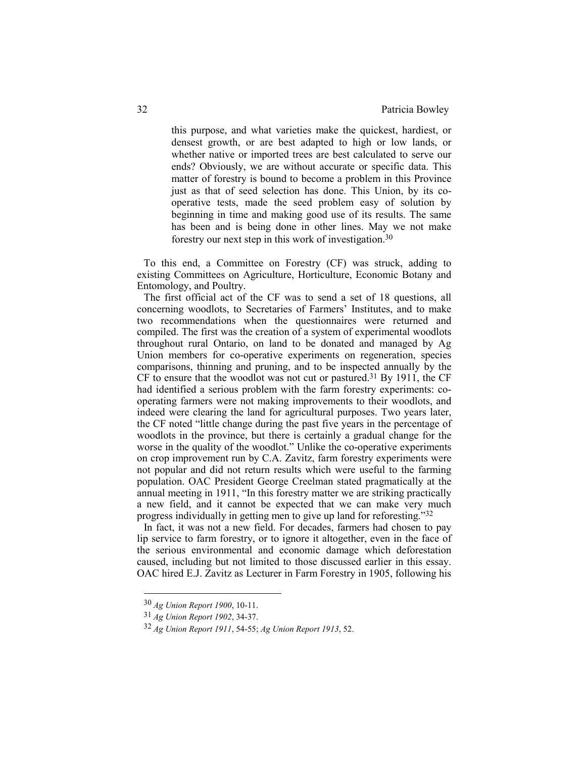> this purpose, and what varieties make the quickest, hardiest, or densest growth, or are best adapted to high or low lands, or whether native or imported trees are best calculated to serve our ends? Obviously, we are without accurate or specific data. This matter of forestry is bound to become a problem in this Province just as that of seed selection has done. This Union, by its co-operative tests, made the seed problem easy of solution by beginning in time and making good use of its results. The same has been and is being done in other lines. May we not make forestry our next step in this work of investigation.[30]

To this end, a Committee on Forestry (CF) was struck, adding to existing Committees on Agriculture, Horticulture, Economic Botany and Entomology, and Poultry.

The first official act of the CF was to send a set of 18 questions, all concerning woodlots, to Secretaries of Farmers' Institutes, and to make two recommendations when the questionnaires were returned and compiled. The first was the creation of a system of experimental woodlots throughout rural Ontario, on land to be donated and managed by Ag Union members for co-operative experiments on regeneration, species comparisons, thinning and pruning, and to be inspected annually by the CF to ensure that the woodlot was not cut or pastured.[31] By 1911, the CF had identified a serious problem with the farm forestry experiments: co-operating farmers were not making improvements to their woodlots, and indeed were clearing the land for agricultural purposes. Two years later, the CF noted "little change during the past five years in the percentage of woodlots in the province, but there is certainly a gradual change for the worse in the quality of the woodlot." Unlike the co-operative experiments on crop improvement run by C.A. Zavitz, farm forestry experiments were not popular and did not return results which were useful to the farming population. OAC President George Creelman stated pragmatically at the annual meeting in 1911, "In this forestry matter we are striking practically a new field, and it cannot be expected that we can make very much progress individually in getting men to give up land for reforesting."[32]

In fact, it was not a new field. For decades, farmers had chosen to pay lip service to farm forestry, or to ignore it altogether, even in the face of the serious environmental and economic damage which deforestation caused, including but not limited to those discussed earlier in this essay. OAC hired E.J. Zavitz as Lecturer in Farm Forestry in 1905, following his

---

[30] *Ag Union Report 1900*, 10-11.

[31] *Ag Union Report 1902*, 34-37.

[32] *Ag Union Report 1911*, 54-55; *Ag Union Report 1913*, 52.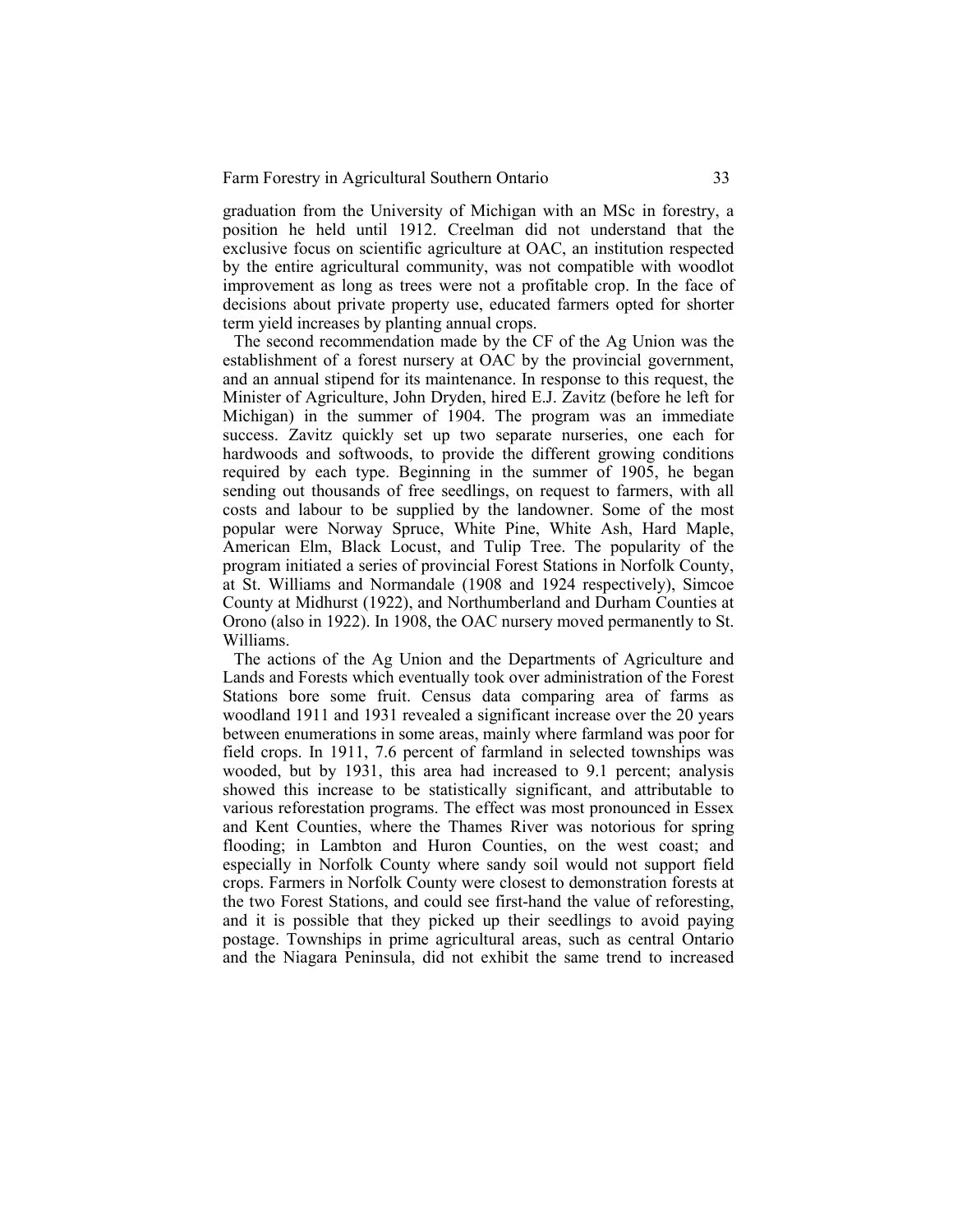graduation from the University of Michigan with an MSc in forestry, a position he held until 1912. Creelman did not understand that the exclusive focus on scientific agriculture at OAC, an institution respected by the entire agricultural community, was not compatible with woodlot improvement as long as trees were not a profitable crop. In the face of decisions about private property use, educated farmers opted for shorter term yield increases by planting annual crops.

The second recommendation made by the CF of the Ag Union was the establishment of a forest nursery at OAC by the provincial government, and an annual stipend for its maintenance. In response to this request, the Minister of Agriculture, John Dryden, hired E.J. Zavitz (before he left for Michigan) in the summer of 1904. The program was an immediate success. Zavitz quickly set up two separate nurseries, one each for hardwoods and softwoods, to provide the different growing conditions required by each type. Beginning in the summer of 1905, he began sending out thousands of free seedlings, on request to farmers, with all costs and labour to be supplied by the landowner. Some of the most popular were Norway Spruce, White Pine, White Ash, Hard Maple, American Elm, Black Locust, and Tulip Tree. The popularity of the program initiated a series of provincial Forest Stations in Norfolk County, at St. Williams and Normandale (1908 and 1924 respectively), Simcoe County at Midhurst (1922), and Northumberland and Durham Counties at Orono (also in 1922). In 1908, the OAC nursery moved permanently to St. Williams.

The actions of the Ag Union and the Departments of Agriculture and Lands and Forests which eventually took over administration of the Forest Stations bore some fruit. Census data comparing area of farms as woodland 1911 and 1931 revealed a significant increase over the 20 years between enumerations in some areas, mainly where farmland was poor for field crops. In 1911, 7.6 percent of farmland in selected townships was wooded, but by 1931, this area had increased to 9.1 percent; analysis showed this increase to be statistically significant, and attributable to various reforestation programs. The effect was most pronounced in Essex and Kent Counties, where the Thames River was notorious for spring flooding; in Lambton and Huron Counties, on the west coast; and especially in Norfolk County where sandy soil would not support field crops. Farmers in Norfolk County were closest to demonstration forests at the two Forest Stations, and could see first-hand the value of reforesting, and it is possible that they picked up their seedlings to avoid paying postage. Townships in prime agricultural areas, such as central Ontario and the Niagara Peninsula, did not exhibit the same trend to increased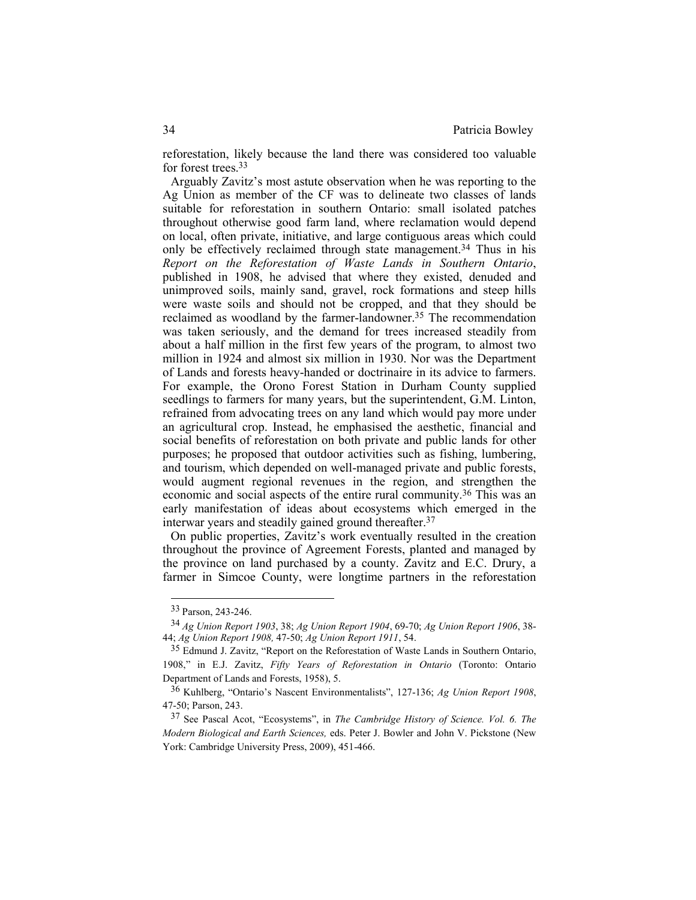reforestation, likely because the land there was considered too valuable for forest trees.[33]

Arguably Zavitz's most astute observation when he was reporting to the Ag Union as member of the CF was to delineate two classes of lands suitable for reforestation in southern Ontario: small isolated patches throughout otherwise good farm land, where reclamation would depend on local, often private, initiative, and large contiguous areas which could only be effectively reclaimed through state management.[34] Thus in his *Report on the Reforestation of Waste Lands in Southern Ontario*, published in 1908, he advised that where they existed, denuded and unimproved soils, mainly sand, gravel, rock formations and steep hills were waste soils and should not be cropped, and that they should be reclaimed as woodland by the farmer-landowner.[35] The recommendation was taken seriously, and the demand for trees increased steadily from about a half million in the first few years of the program, to almost two million in 1924 and almost six million in 1930. Nor was the Department of Lands and forests heavy-handed or doctrinaire in its advice to farmers. For example, the Orono Forest Station in Durham County supplied seedlings to farmers for many years, but the superintendent, G.M. Linton, refrained from advocating trees on any land which would pay more under an agricultural crop. Instead, he emphasised the aesthetic, financial and social benefits of reforestation on both private and public lands for other purposes; he proposed that outdoor activities such as fishing, lumbering, and tourism, which depended on well-managed private and public forests, would augment regional revenues in the region, and strengthen the economic and social aspects of the entire rural community.[36] This was an early manifestation of ideas about ecosystems which emerged in the interwar years and steadily gained ground thereafter.[37]

On public properties, Zavitz's work eventually resulted in the creation throughout the province of Agreement Forests, planted and managed by the province on land purchased by a county. Zavitz and E.C. Drury, a farmer in Simcoe County, were longtime partners in the reforestation

---

[33] Parson, 243-246.

[34] *Ag Union Report 1903*, 38; *Ag Union Report 1904*, 69-70; *Ag Union Report 1906*, 38-44; *Ag Union Report 1908,* 47-50; *Ag Union Report 1911*, 54.

[35] Edmund J. Zavitz, "Report on the Reforestation of Waste Lands in Southern Ontario, 1908," in E.J. Zavitz, *Fifty Years of Reforestation in Ontario* (Toronto: Ontario Department of Lands and Forests, 1958), 5.

[36] Kuhlberg, "Ontario's Nascent Environmentalists", 127-136; *Ag Union Report 1908*, 47-50; Parson, 243.

[37] See Pascal Acot, "Ecosystems", in *The Cambridge History of Science. Vol. 6. The Modern Biological and Earth Sciences,* eds. Peter J. Bowler and John V. Pickstone (New York: Cambridge University Press, 2009), 451-466.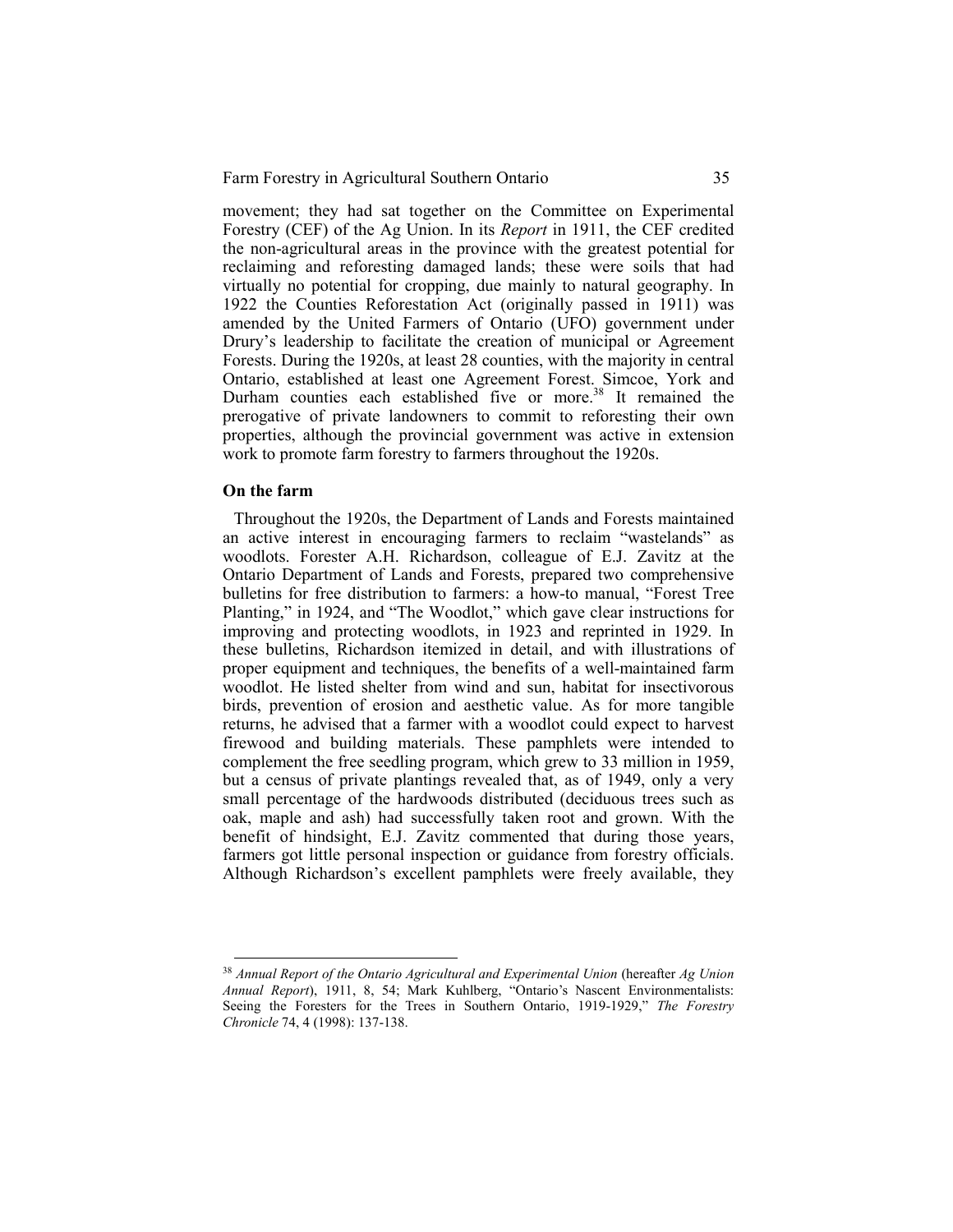movement; they had sat together on the Committee on Experimental Forestry (CEF) of the Ag Union. In its *Report* in 1911, the CEF credited the non-agricultural areas in the province with the greatest potential for reclaiming and reforesting damaged lands; these were soils that had virtually no potential for cropping, due mainly to natural geography. In 1922 the Counties Reforestation Act (originally passed in 1911) was amended by the United Farmers of Ontario (UFO) government under Drury's leadership to facilitate the creation of municipal or Agreement Forests. During the 1920s, at least 28 counties, with the majority in central Ontario, established at least one Agreement Forest. Simcoe, York and Durham counties each established five or more.[38] It remained the prerogative of private landowners to commit to reforesting their own properties, although the provincial government was active in extension work to promote farm forestry to farmers throughout the 1920s.

**On the farm**

Throughout the 1920s, the Department of Lands and Forests maintained an active interest in encouraging farmers to reclaim "wastelands" as woodlots. Forester A.H. Richardson, colleague of E.J. Zavitz at the Ontario Department of Lands and Forests, prepared two comprehensive bulletins for free distribution to farmers: a how-to manual, "Forest Tree Planting," in 1924, and "The Woodlot," which gave clear instructions for improving and protecting woodlots, in 1923 and reprinted in 1929. In these bulletins, Richardson itemized in detail, and with illustrations of proper equipment and techniques, the benefits of a well-maintained farm woodlot. He listed shelter from wind and sun, habitat for insectivorous birds, prevention of erosion and aesthetic value. As for more tangible returns, he advised that a farmer with a woodlot could expect to harvest firewood and building materials. These pamphlets were intended to complement the free seedling program, which grew to 33 million in 1959, but a census of private plantings revealed that, as of 1949, only a very small percentage of the hardwoods distributed (deciduous trees such as oak, maple and ash) had successfully taken root and grown. With the benefit of hindsight, E.J. Zavitz commented that during those years, farmers got little personal inspection or guidance from forestry officials. Although Richardson's excellent pamphlets were freely available, they

[38] *Annual Report of the Ontario Agricultural and Experimental Union* (hereafter *Ag Union Annual Report*), 1911, 8, 54; Mark Kuhlberg, "Ontario's Nascent Environmentalists: Seeing the Foresters for the Trees in Southern Ontario, 1919-1929," *The Forestry Chronicle* 74, 4 (1998): 137-138.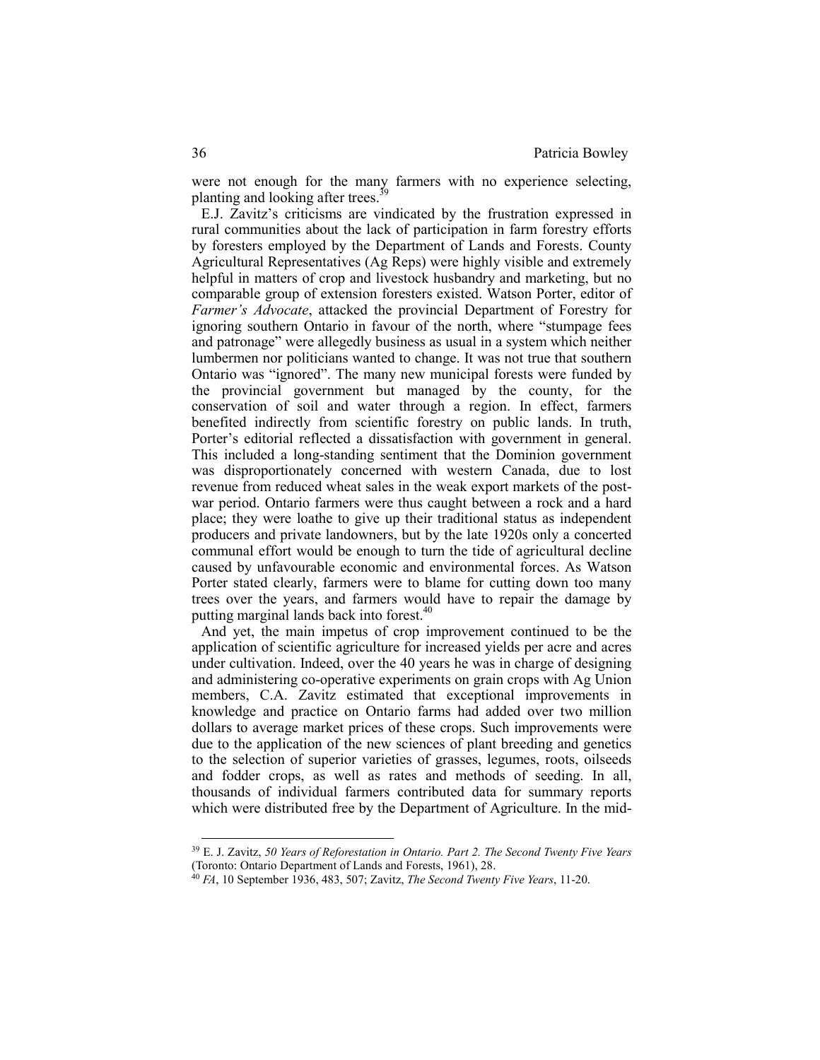were not enough for the many farmers with no experience selecting, planting and looking after trees.[39]

E.J. Zavitz's criticisms are vindicated by the frustration expressed in rural communities about the lack of participation in farm forestry efforts by foresters employed by the Department of Lands and Forests. County Agricultural Representatives (Ag Reps) were highly visible and extremely helpful in matters of crop and livestock husbandry and marketing, but no comparable group of extension foresters existed. Watson Porter, editor of *Farmer's Advocate*, attacked the provincial Department of Forestry for ignoring southern Ontario in favour of the north, where "stumpage fees and patronage" were allegedly business as usual in a system which neither lumbermen nor politicians wanted to change. It was not true that southern Ontario was "ignored". The many new municipal forests were funded by the provincial government but managed by the county, for the conservation of soil and water through a region. In effect, farmers benefited indirectly from scientific forestry on public lands. In truth, Porter's editorial reflected a dissatisfaction with government in general. This included a long-standing sentiment that the Dominion government was disproportionately concerned with western Canada, due to lost revenue from reduced wheat sales in the weak export markets of the post-war period. Ontario farmers were thus caught between a rock and a hard place; they were loathe to give up their traditional status as independent producers and private landowners, but by the late 1920s only a concerted communal effort would be enough to turn the tide of agricultural decline caused by unfavourable economic and environmental forces. As Watson Porter stated clearly, farmers were to blame for cutting down too many trees over the years, and farmers would have to repair the damage by putting marginal lands back into forest.[40]

And yet, the main impetus of crop improvement continued to be the application of scientific agriculture for increased yields per acre and acres under cultivation. Indeed, over the 40 years he was in charge of designing and administering co-operative experiments on grain crops with Ag Union members, C.A. Zavitz estimated that exceptional improvements in knowledge and practice on Ontario farms had added over two million dollars to average market prices of these crops. Such improvements were due to the application of the new sciences of plant breeding and genetics to the selection of superior varieties of grasses, legumes, roots, oilseeds and fodder crops, as well as rates and methods of seeding. In all, thousands of individual farmers contributed data for summary reports which were distributed free by the Department of Agriculture. In the mid-

---

[39] E. J. Zavitz, *50 Years of Reforestation in Ontario. Part 2. The Second Twenty Five Years* (Toronto: Ontario Department of Lands and Forests, 1961), 28.

[40] *FA*, 10 September 1936, 483, 507; Zavitz, *The Second Twenty Five Years*, 11-20.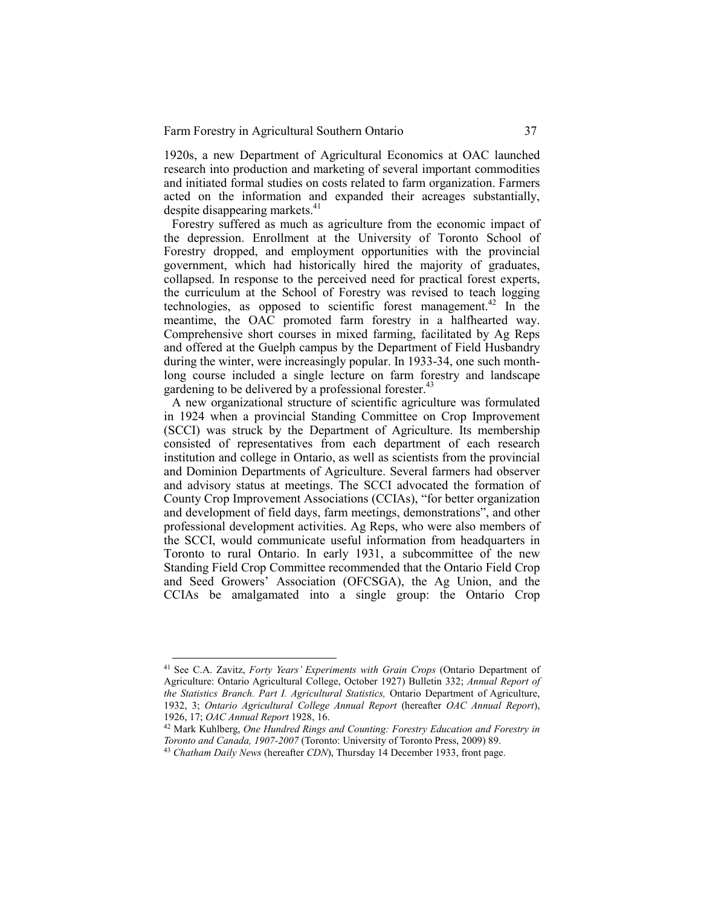1920s, a new Department of Agricultural Economics at OAC launched research into production and marketing of several important commodities and initiated formal studies on costs related to farm organization. Farmers acted on the information and expanded their acreages substantially, despite disappearing markets.[41]

Forestry suffered as much as agriculture from the economic impact of the depression. Enrollment at the University of Toronto School of Forestry dropped, and employment opportunities with the provincial government, which had historically hired the majority of graduates, collapsed. In response to the perceived need for practical forest experts, the curriculum at the School of Forestry was revised to teach logging technologies, as opposed to scientific forest management.[42] In the meantime, the OAC promoted farm forestry in a halfhearted way. Comprehensive short courses in mixed farming, facilitated by Ag Reps and offered at the Guelph campus by the Department of Field Husbandry during the winter, were increasingly popular. In 1933-34, one such month-long course included a single lecture on farm forestry and landscape gardening to be delivered by a professional forester.[43]

A new organizational structure of scientific agriculture was formulated in 1924 when a provincial Standing Committee on Crop Improvement (SCCI) was struck by the Department of Agriculture. Its membership consisted of representatives from each department of each research institution and college in Ontario, as well as scientists from the provincial and Dominion Departments of Agriculture. Several farmers had observer and advisory status at meetings. The SCCI advocated the formation of County Crop Improvement Associations (CCIAs), "for better organization and development of field days, farm meetings, demonstrations", and other professional development activities. Ag Reps, who were also members of the SCCI, would communicate useful information from headquarters in Toronto to rural Ontario. In early 1931, a subcommittee of the new Standing Field Crop Committee recommended that the Ontario Field Crop and Seed Growers' Association (OFCSGA), the Ag Union, and the CCIAs be amalgamated into a single group: the Ontario Crop

---

[41] See C.A. Zavitz, *Forty Years' Experiments with Grain Crops* (Ontario Department of Agriculture: Ontario Agricultural College, October 1927) Bulletin 332; *Annual Report of the Statistics Branch. Part I. Agricultural Statistics,* Ontario Department of Agriculture, 1932, 3; *Ontario Agricultural College Annual Report* (hereafter *OAC Annual Report*), 1926, 17; *OAC Annual Report* 1928, 16.

[42] Mark Kuhlberg, *One Hundred Rings and Counting: Forestry Education and Forestry in Toronto and Canada, 1907-2007* (Toronto: University of Toronto Press, 2009) 89.

[43] *Chatham Daily News* (hereafter *CDN*), Thursday 14 December 1933, front page.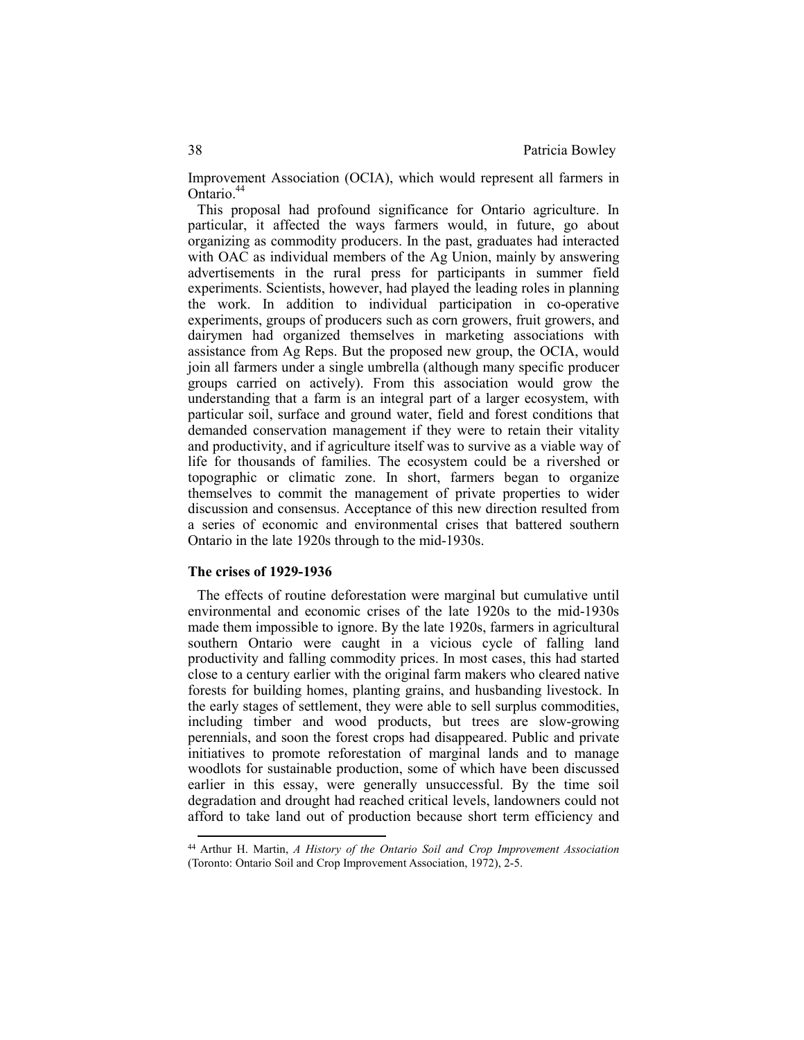Improvement Association (OCIA), which would represent all farmers in Ontario.[44]

This proposal had profound significance for Ontario agriculture. In particular, it affected the ways farmers would, in future, go about organizing as commodity producers. In the past, graduates had interacted with OAC as individual members of the Ag Union, mainly by answering advertisements in the rural press for participants in summer field experiments. Scientists, however, had played the leading roles in planning the work. In addition to individual participation in co-operative experiments, groups of producers such as corn growers, fruit growers, and dairymen had organized themselves in marketing associations with assistance from Ag Reps. But the proposed new group, the OCIA, would join all farmers under a single umbrella (although many specific producer groups carried on actively). From this association would grow the understanding that a farm is an integral part of a larger ecosystem, with particular soil, surface and ground water, field and forest conditions that demanded conservation management if they were to retain their vitality and productivity, and if agriculture itself was to survive as a viable way of life for thousands of families. The ecosystem could be a rivershed or topographic or climatic zone. In short, farmers began to organize themselves to commit the management of private properties to wider discussion and consensus. Acceptance of this new direction resulted from a series of economic and environmental crises that battered southern Ontario in the late 1920s through to the mid-1930s.

### The crises of 1929-1936

The effects of routine deforestation were marginal but cumulative until environmental and economic crises of the late 1920s to the mid-1930s made them impossible to ignore. By the late 1920s, farmers in agricultural southern Ontario were caught in a vicious cycle of falling land productivity and falling commodity prices. In most cases, this had started close to a century earlier with the original farm makers who cleared native forests for building homes, planting grains, and husbanding livestock. In the early stages of settlement, they were able to sell surplus commodities, including timber and wood products, but trees are slow-growing perennials, and soon the forest crops had disappeared. Public and private initiatives to promote reforestation of marginal lands and to manage woodlots for sustainable production, some of which have been discussed earlier in this essay, were generally unsuccessful. By the time soil degradation and drought had reached critical levels, landowners could not afford to take land out of production because short term efficiency and

---

[44] Arthur H. Martin, *A History of the Ontario Soil and Crop Improvement Association* (Toronto: Ontario Soil and Crop Improvement Association, 1972), 2-5.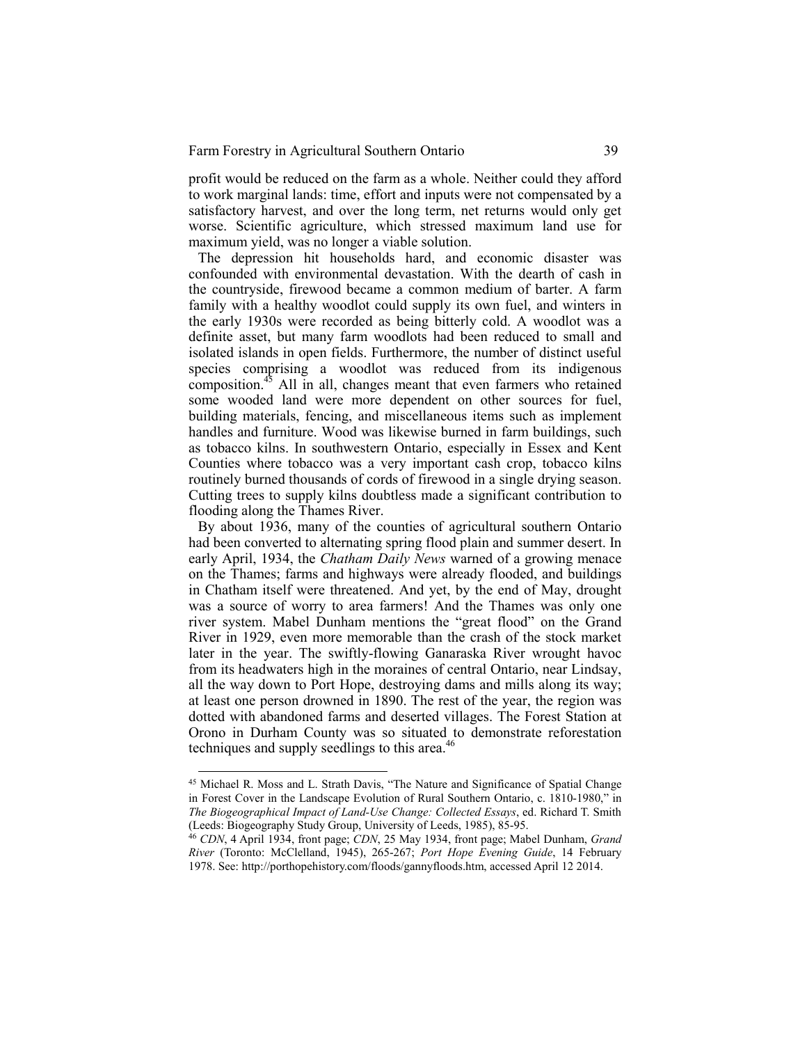profit would be reduced on the farm as a whole. Neither could they afford to work marginal lands: time, effort and inputs were not compensated by a satisfactory harvest, and over the long term, net returns would only get worse. Scientific agriculture, which stressed maximum land use for maximum yield, was no longer a viable solution.

The depression hit households hard, and economic disaster was confounded with environmental devastation. With the dearth of cash in the countryside, firewood became a common medium of barter. A farm family with a healthy woodlot could supply its own fuel, and winters in the early 1930s were recorded as being bitterly cold. A woodlot was a definite asset, but many farm woodlots had been reduced to small and isolated islands in open fields. Furthermore, the number of distinct useful species comprising a woodlot was reduced from its indigenous composition.[45] All in all, changes meant that even farmers who retained some wooded land were more dependent on other sources for fuel, building materials, fencing, and miscellaneous items such as implement handles and furniture. Wood was likewise burned in farm buildings, such as tobacco kilns. In southwestern Ontario, especially in Essex and Kent Counties where tobacco was a very important cash crop, tobacco kilns routinely burned thousands of cords of firewood in a single drying season. Cutting trees to supply kilns doubtless made a significant contribution to flooding along the Thames River.

By about 1936, many of the counties of agricultural southern Ontario had been converted to alternating spring flood plain and summer desert. In early April, 1934, the *Chatham Daily News* warned of a growing menace on the Thames; farms and highways were already flooded, and buildings in Chatham itself were threatened. And yet, by the end of May, drought was a source of worry to area farmers! And the Thames was only one river system. Mabel Dunham mentions the "great flood" on the Grand River in 1929, even more memorable than the crash of the stock market later in the year. The swiftly-flowing Ganaraska River wrought havoc from its headwaters high in the moraines of central Ontario, near Lindsay, all the way down to Port Hope, destroying dams and mills along its way; at least one person drowned in 1890. The rest of the year, the region was dotted with abandoned farms and deserted villages. The Forest Station at Orono in Durham County was so situated to demonstrate reforestation techniques and supply seedlings to this area.[46]

---

[45] Michael R. Moss and L. Strath Davis, "The Nature and Significance of Spatial Change in Forest Cover in the Landscape Evolution of Rural Southern Ontario, c. 1810-1980," in *The Biogeographical Impact of Land-Use Change: Collected Essays*, ed. Richard T. Smith (Leeds: Biogeography Study Group, University of Leeds, 1985), 85-95.

[46] *CDN*, 4 April 1934, front page; *CDN*, 25 May 1934, front page; Mabel Dunham, *Grand River* (Toronto: McClelland, 1945), 265-267; *Port Hope Evening Guide*, 14 February 1978. See: http://porthopehistory.com/floods/gannyfloods.htm, accessed April 12 2014.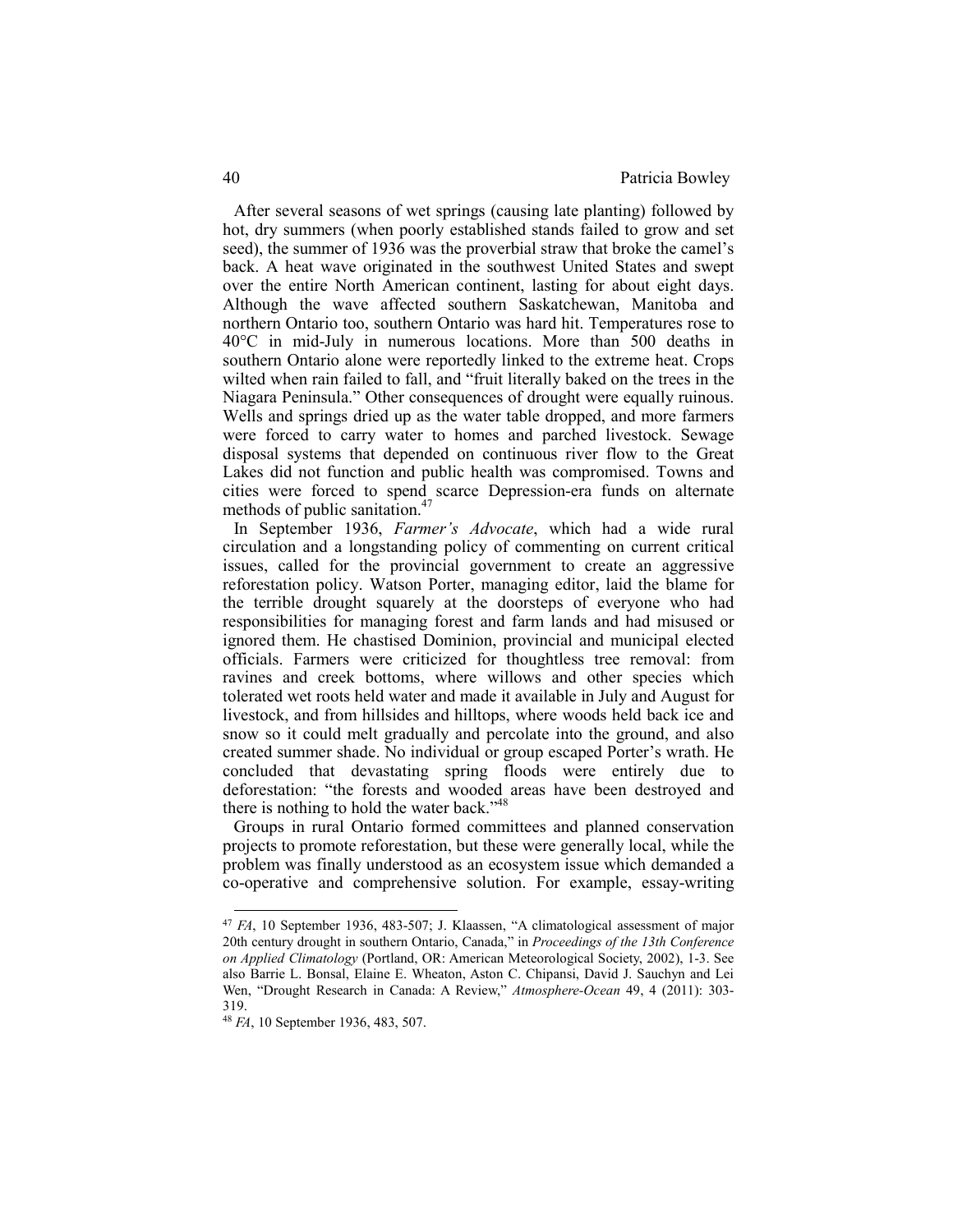After several seasons of wet springs (causing late planting) followed by hot, dry summers (when poorly established stands failed to grow and set seed), the summer of 1936 was the proverbial straw that broke the camel's back. A heat wave originated in the southwest United States and swept over the entire North American continent, lasting for about eight days. Although the wave affected southern Saskatchewan, Manitoba and northern Ontario too, southern Ontario was hard hit. Temperatures rose to 40°C in mid-July in numerous locations. More than 500 deaths in southern Ontario alone were reportedly linked to the extreme heat. Crops wilted when rain failed to fall, and "fruit literally baked on the trees in the Niagara Peninsula." Other consequences of drought were equally ruinous. Wells and springs dried up as the water table dropped, and more farmers were forced to carry water to homes and parched livestock. Sewage disposal systems that depended on continuous river flow to the Great Lakes did not function and public health was compromised. Towns and cities were forced to spend scarce Depression-era funds on alternate methods of public sanitation.[47]

In September 1936, *Farmer's Advocate*, which had a wide rural circulation and a longstanding policy of commenting on current critical issues, called for the provincial government to create an aggressive reforestation policy. Watson Porter, managing editor, laid the blame for the terrible drought squarely at the doorsteps of everyone who had responsibilities for managing forest and farm lands and had misused or ignored them. He chastised Dominion, provincial and municipal elected officials. Farmers were criticized for thoughtless tree removal: from ravines and creek bottoms, where willows and other species which tolerated wet roots held water and made it available in July and August for livestock, and from hillsides and hilltops, where woods held back ice and snow so it could melt gradually and percolate into the ground, and also created summer shade. No individual or group escaped Porter's wrath. He concluded that devastating spring floods were entirely due to deforestation: "the forests and wooded areas have been destroyed and there is nothing to hold the water back."[48]

Groups in rural Ontario formed committees and planned conservation projects to promote reforestation, but these were generally local, while the problem was finally understood as an ecosystem issue which demanded a co-operative and comprehensive solution. For example, essay-writing

---

[47] *FA*, 10 September 1936, 483-507; J. Klaassen, "A climatological assessment of major 20th century drought in southern Ontario, Canada," in *Proceedings of the 13th Conference on Applied Climatology* (Portland, OR: American Meteorological Society, 2002), 1-3. See also Barrie L. Bonsal, Elaine E. Wheaton, Aston C. Chipansi, David J. Sauchyn and Lei Wen, "Drought Research in Canada: A Review," *Atmosphere-Ocean* 49, 4 (2011): 303-319.

[48] *FA*, 10 September 1936, 483, 507.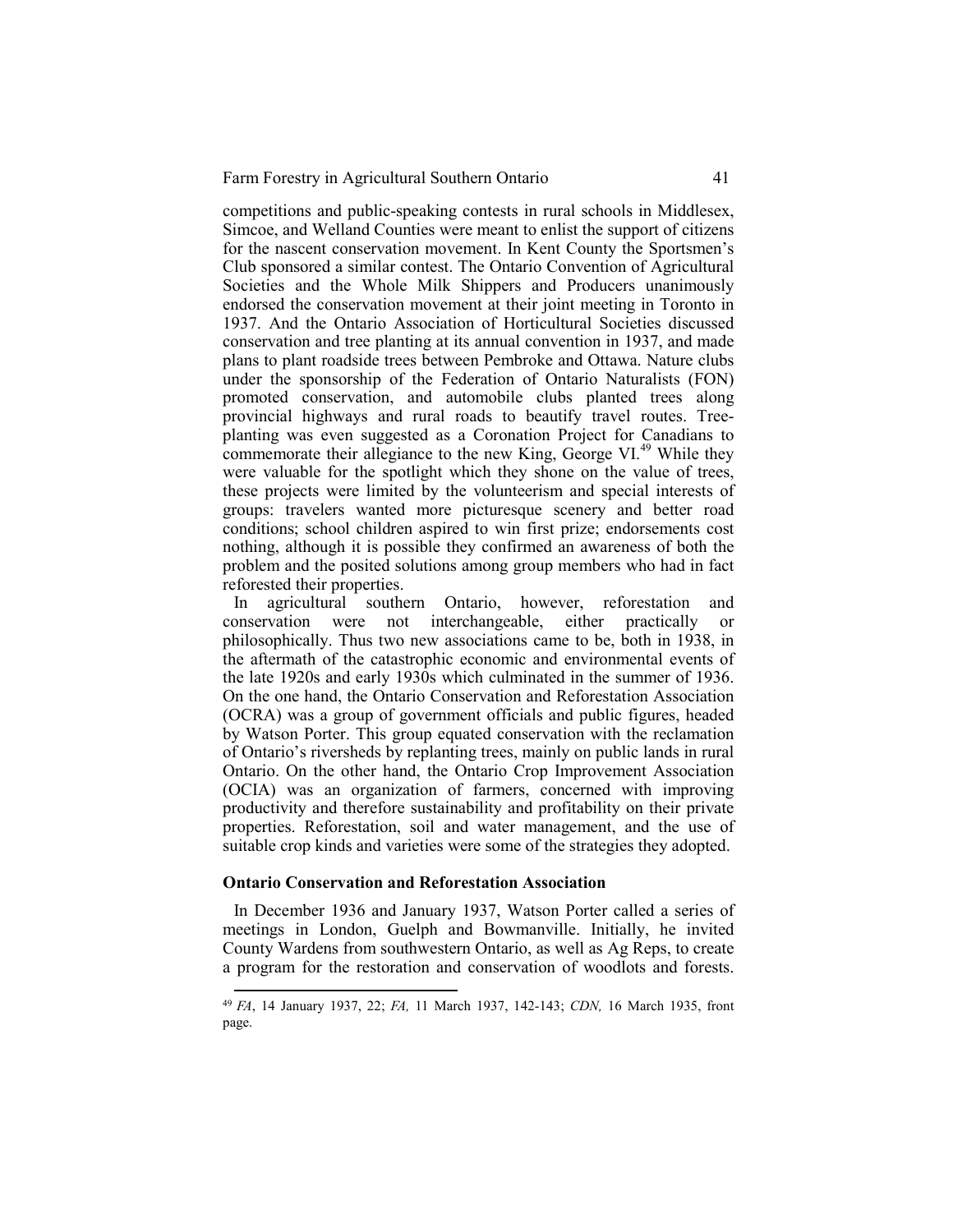competitions and public-speaking contests in rural schools in Middlesex, Simcoe, and Welland Counties were meant to enlist the support of citizens for the nascent conservation movement. In Kent County the Sportsmen's Club sponsored a similar contest. The Ontario Convention of Agricultural Societies and the Whole Milk Shippers and Producers unanimously endorsed the conservation movement at their joint meeting in Toronto in 1937. And the Ontario Association of Horticultural Societies discussed conservation and tree planting at its annual convention in 1937, and made plans to plant roadside trees between Pembroke and Ottawa. Nature clubs under the sponsorship of the Federation of Ontario Naturalists (FON) promoted conservation, and automobile clubs planted trees along provincial highways and rural roads to beautify travel routes. Tree-planting was even suggested as a Coronation Project for Canadians to commemorate their allegiance to the new King, George VI.[49] While they were valuable for the spotlight which they shone on the value of trees, these projects were limited by the volunteerism and special interests of groups: travelers wanted more picturesque scenery and better road conditions; school children aspired to win first prize; endorsements cost nothing, although it is possible they confirmed an awareness of both the problem and the posited solutions among group members who had in fact reforested their properties.

In agricultural southern Ontario, however, reforestation and conservation were not interchangeable, either practically or philosophically. Thus two new associations came to be, both in 1938, in the aftermath of the catastrophic economic and environmental events of the late 1920s and early 1930s which culminated in the summer of 1936. On the one hand, the Ontario Conservation and Reforestation Association (OCRA) was a group of government officials and public figures, headed by Watson Porter. This group equated conservation with the reclamation of Ontario's riversheds by replanting trees, mainly on public lands in rural Ontario. On the other hand, the Ontario Crop Improvement Association (OCIA) was an organization of farmers, concerned with improving productivity and therefore sustainability and profitability on their private properties. Reforestation, soil and water management, and the use of suitable crop kinds and varieties were some of the strategies they adopted.

### Ontario Conservation and Reforestation Association

In December 1936 and January 1937, Watson Porter called a series of meetings in London, Guelph and Bowmanville. Initially, he invited County Wardens from southwestern Ontario, as well as Ag Reps, to create a program for the restoration and conservation of woodlots and forests.

---

[49] *FA*, 14 January 1937, 22; *FA,* 11 March 1937, 142-143; *CDN,* 16 March 1935, front page.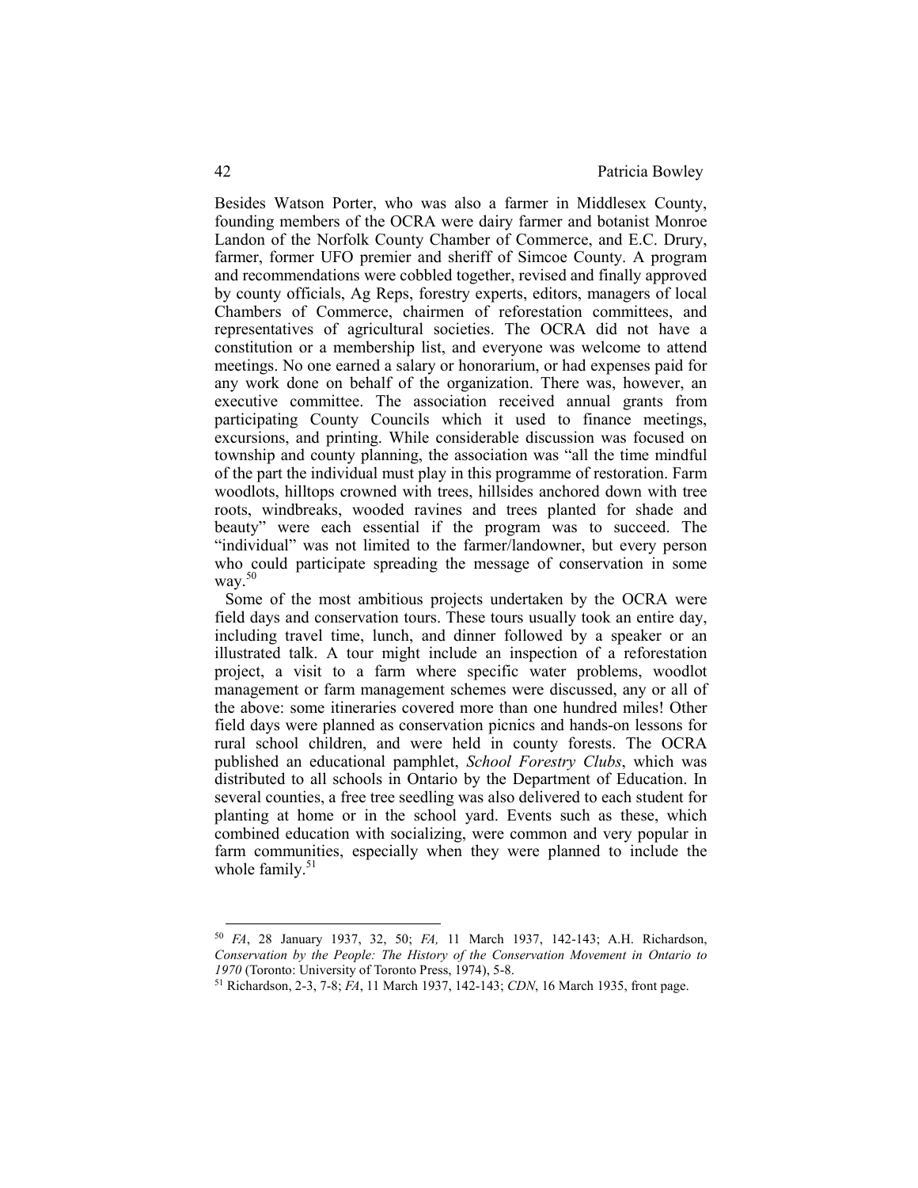Besides Watson Porter, who was also a farmer in Middlesex County, founding members of the OCRA were dairy farmer and botanist Monroe Landon of the Norfolk County Chamber of Commerce, and E.C. Drury, farmer, former UFO premier and sheriff of Simcoe County. A program and recommendations were cobbled together, revised and finally approved by county officials, Ag Reps, forestry experts, editors, managers of local Chambers of Commerce, chairmen of reforestation committees, and representatives of agricultural societies. The OCRA did not have a constitution or a membership list, and everyone was welcome to attend meetings. No one earned a salary or honorarium, or had expenses paid for any work done on behalf of the organization. There was, however, an executive committee. The association received annual grants from participating County Councils which it used to finance meetings, excursions, and printing. While considerable discussion was focused on township and county planning, the association was "all the time mindful of the part the individual must play in this programme of restoration. Farm woodlots, hilltops crowned with trees, hillsides anchored down with tree roots, windbreaks, wooded ravines and trees planted for shade and beauty" were each essential if the program was to succeed. The "individual" was not limited to the farmer/landowner, but every person who could participate spreading the message of conservation in some way.[50]

Some of the most ambitious projects undertaken by the OCRA were field days and conservation tours. These tours usually took an entire day, including travel time, lunch, and dinner followed by a speaker or an illustrated talk. A tour might include an inspection of a reforestation project, a visit to a farm where specific water problems, woodlot management or farm management schemes were discussed, any or all of the above: some itineraries covered more than one hundred miles! Other field days were planned as conservation picnics and hands-on lessons for rural school children, and were held in county forests. The OCRA published an educational pamphlet, *School Forestry Clubs*, which was distributed to all schools in Ontario by the Department of Education. In several counties, a free tree seedling was also delivered to each student for planting at home or in the school yard. Events such as these, which combined education with socializing, were common and very popular in farm communities, especially when they were planned to include the whole family.[51]

---

[50] *FA*, 28 January 1937, 32, 50; *FA*, 11 March 1937, 142-143; A.H. Richardson, *Conservation by the People: The History of the Conservation Movement in Ontario to 1970* (Toronto: University of Toronto Press, 1974), 5-8.

[51] Richardson, 2-3, 7-8; *FA*, 11 March 1937, 142-143; *CDN*, 16 March 1935, front page.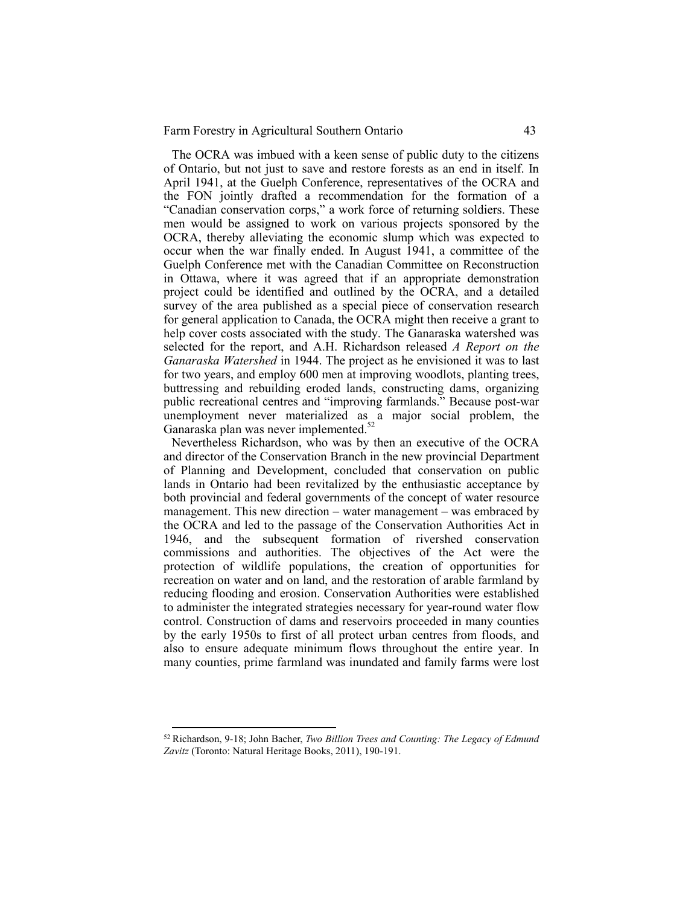The OCRA was imbued with a keen sense of public duty to the citizens of Ontario, but not just to save and restore forests as an end in itself. In April 1941, at the Guelph Conference, representatives of the OCRA and the FON jointly drafted a recommendation for the formation of a "Canadian conservation corps," a work force of returning soldiers. These men would be assigned to work on various projects sponsored by the OCRA, thereby alleviating the economic slump which was expected to occur when the war finally ended. In August 1941, a committee of the Guelph Conference met with the Canadian Committee on Reconstruction in Ottawa, where it was agreed that if an appropriate demonstration project could be identified and outlined by the OCRA, and a detailed survey of the area published as a special piece of conservation research for general application to Canada, the OCRA might then receive a grant to help cover costs associated with the study. The Ganaraska watershed was selected for the report, and A.H. Richardson released *A Report on the Ganaraska Watershed* in 1944. The project as he envisioned it was to last for two years, and employ 600 men at improving woodlots, planting trees, buttressing and rebuilding eroded lands, constructing dams, organizing public recreational centres and "improving farmlands." Because post-war unemployment never materialized as a major social problem, the Ganaraska plan was never implemented.[52]

Nevertheless Richardson, who was by then an executive of the OCRA and director of the Conservation Branch in the new provincial Department of Planning and Development, concluded that conservation on public lands in Ontario had been revitalized by the enthusiastic acceptance by both provincial and federal governments of the concept of water resource management. This new direction – water management – was embraced by the OCRA and led to the passage of the Conservation Authorities Act in 1946, and the subsequent formation of rivershed conservation commissions and authorities. The objectives of the Act were the protection of wildlife populations, the creation of opportunities for recreation on water and on land, and the restoration of arable farmland by reducing flooding and erosion. Conservation Authorities were established to administer the integrated strategies necessary for year-round water flow control. Construction of dams and reservoirs proceeded in many counties by the early 1950s to first of all protect urban centres from floods, and also to ensure adequate minimum flows throughout the entire year. In many counties, prime farmland was inundated and family farms were lost

---

[52] Richardson, 9-18; John Bacher, *Two Billion Trees and Counting: The Legacy of Edmund Zavitz* (Toronto: Natural Heritage Books, 2011), 190-191.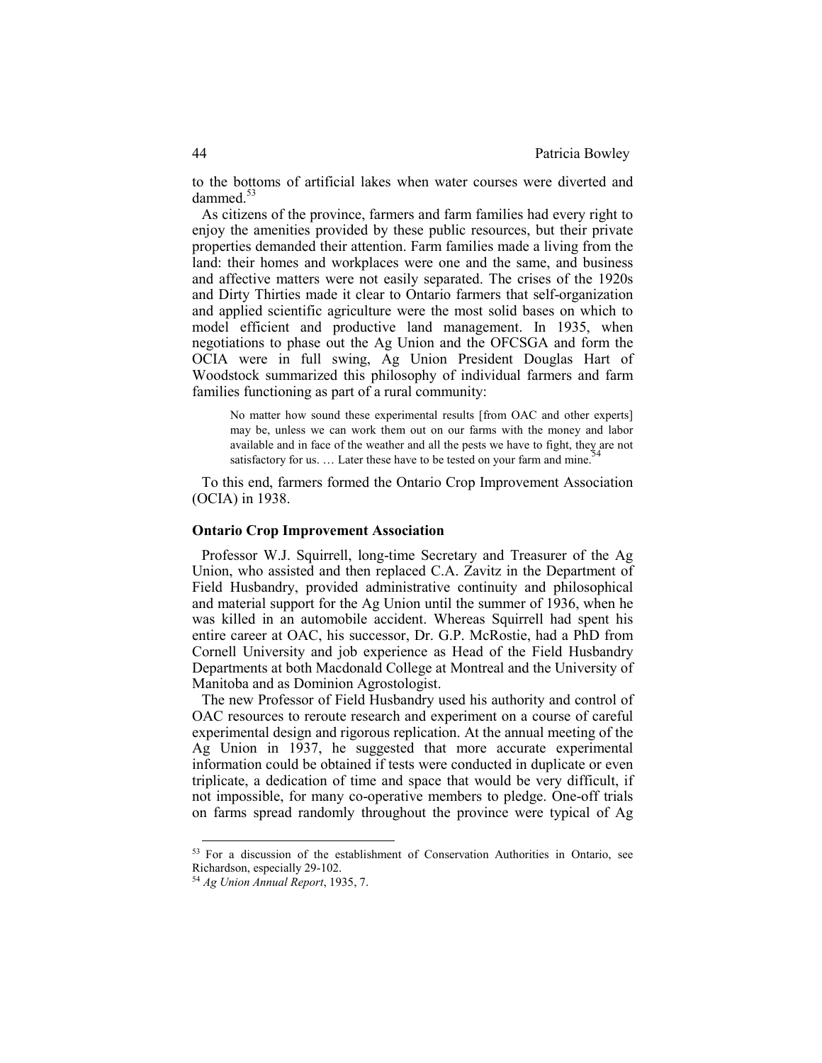to the bottoms of artificial lakes when water courses were diverted and dammed.[53]

As citizens of the province, farmers and farm families had every right to enjoy the amenities provided by these public resources, but their private properties demanded their attention. Farm families made a living from the land: their homes and workplaces were one and the same, and business and affective matters were not easily separated. The crises of the 1920s and Dirty Thirties made it clear to Ontario farmers that self-organization and applied scientific agriculture were the most solid bases on which to model efficient and productive land management. In 1935, when negotiations to phase out the Ag Union and the OFCSGA and form the OCIA were in full swing, Ag Union President Douglas Hart of Woodstock summarized this philosophy of individual farmers and farm families functioning as part of a rural community:

> No matter how sound these experimental results [from OAC and other experts] may be, unless we can work them out on our farms with the money and labor available and in face of the weather and all the pests we have to fight, they are not satisfactory for us. … Later these have to be tested on your farm and mine.[54]

To this end, farmers formed the Ontario Crop Improvement Association (OCIA) in 1938.

### Ontario Crop Improvement Association

Professor W.J. Squirrell, long-time Secretary and Treasurer of the Ag Union, who assisted and then replaced C.A. Zavitz in the Department of Field Husbandry, provided administrative continuity and philosophical and material support for the Ag Union until the summer of 1936, when he was killed in an automobile accident. Whereas Squirrell had spent his entire career at OAC, his successor, Dr. G.P. McRostie, had a PhD from Cornell University and job experience as Head of the Field Husbandry Departments at both Macdonald College at Montreal and the University of Manitoba and as Dominion Agrostologist.

The new Professor of Field Husbandry used his authority and control of OAC resources to reroute research and experiment on a course of careful experimental design and rigorous replication. At the annual meeting of the Ag Union in 1937, he suggested that more accurate experimental information could be obtained if tests were conducted in duplicate or even triplicate, a dedication of time and space that would be very difficult, if not impossible, for many co-operative members to pledge. One-off trials on farms spread randomly throughout the province were typical of Ag

---

[53] For a discussion of the establishment of Conservation Authorities in Ontario, see Richardson, especially 29-102.

[54] *Ag Union Annual Report*, 1935, 7.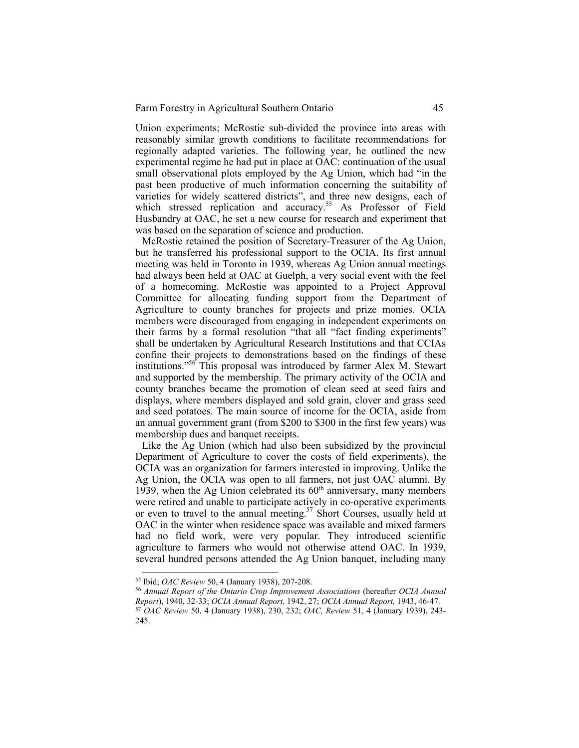Union experiments; McRostie sub-divided the province into areas with reasonably similar growth conditions to facilitate recommendations for regionally adapted varieties. The following year, he outlined the new experimental regime he had put in place at OAC: continuation of the usual small observational plots employed by the Ag Union, which had "in the past been productive of much information concerning the suitability of varieties for widely scattered districts", and three new designs, each of which stressed replication and accuracy.[55] As Professor of Field Husbandry at OAC, he set a new course for research and experiment that was based on the separation of science and production.

McRostie retained the position of Secretary-Treasurer of the Ag Union, but he transferred his professional support to the OCIA. Its first annual meeting was held in Toronto in 1939, whereas Ag Union annual meetings had always been held at OAC at Guelph, a very social event with the feel of a homecoming. McRostie was appointed to a Project Approval Committee for allocating funding support from the Department of Agriculture to county branches for projects and prize monies. OCIA members were discouraged from engaging in independent experiments on their farms by a formal resolution "that all "fact finding experiments" shall be undertaken by Agricultural Research Institutions and that CCIAs confine their projects to demonstrations based on the findings of these institutions."[56] This proposal was introduced by farmer Alex M. Stewart and supported by the membership. The primary activity of the OCIA and county branches became the promotion of clean seed at seed fairs and displays, where members displayed and sold grain, clover and grass seed and seed potatoes. The main source of income for the OCIA, aside from an annual government grant (from $200 to $300 in the first few years) was membership dues and banquet receipts.

Like the Ag Union (which had also been subsidized by the provincial Department of Agriculture to cover the costs of field experiments), the OCIA was an organization for farmers interested in improving. Unlike the Ag Union, the OCIA was open to all farmers, not just OAC alumni. By 1939, when the Ag Union celebrated its 60th anniversary, many members were retired and unable to participate actively in co-operative experiments or even to travel to the annual meeting.[57] Short Courses, usually held at OAC in the winter when residence space was available and mixed farmers had no field work, were very popular. They introduced scientific agriculture to farmers who would not otherwise attend OAC. In 1939, several hundred persons attended the Ag Union banquet, including many

---

[55] Ibid; *OAC Review* 50, 4 (January 1938), 207-208.

[56] *Annual Report of the Ontario Crop Improvement Associations* (hereafter *OCIA Annual Report*), 1940, 32-33; *OCIA Annual Report,* 1942, 27; *OCIA Annual Report,* 1943, 46-47.

[57] *OAC Review* 50, 4 (January 1938), 230, 232; *OAC, Review* 51, 4 (January 1939), 243-245.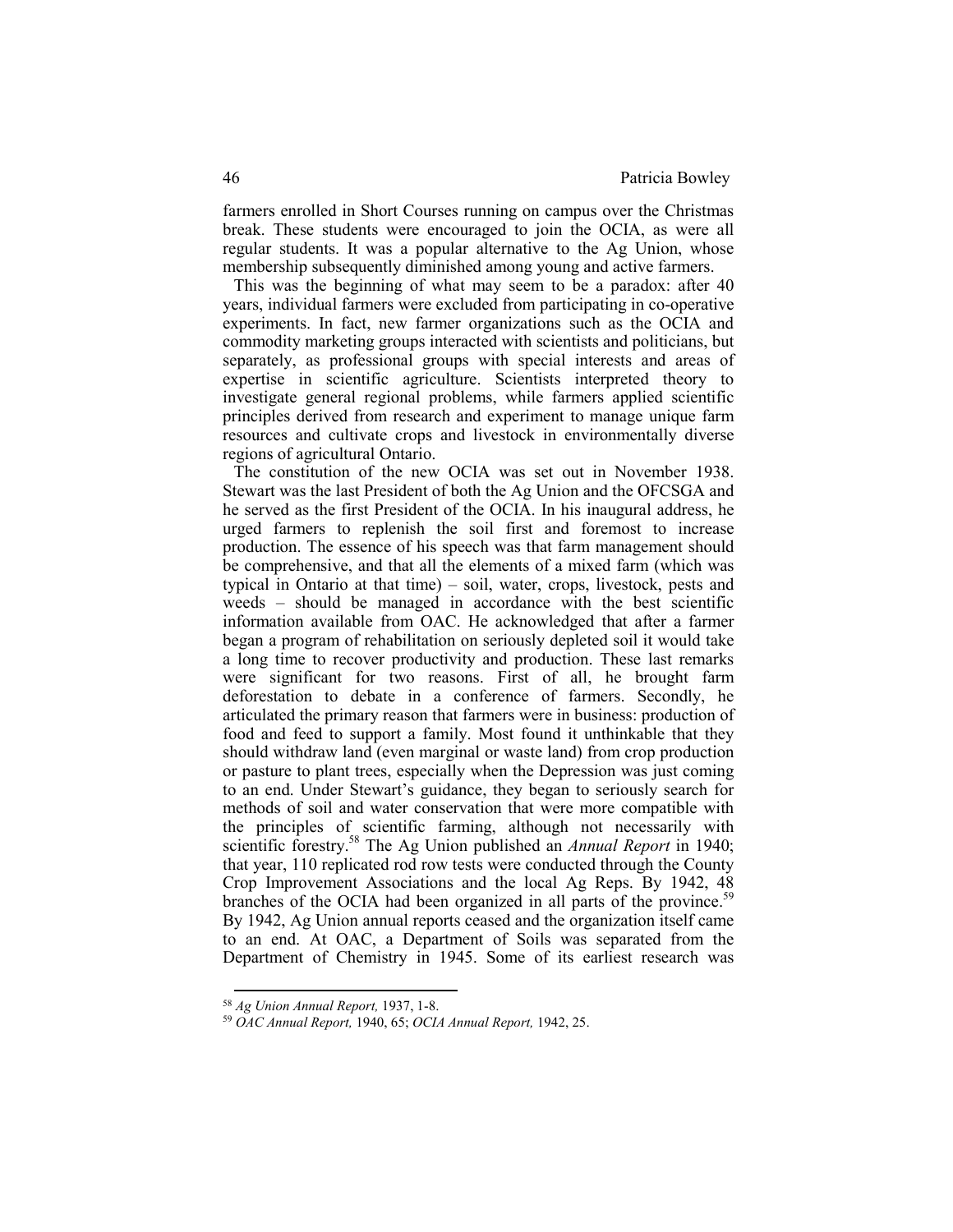farmers enrolled in Short Courses running on campus over the Christmas break. These students were encouraged to join the OCIA, as were all regular students. It was a popular alternative to the Ag Union, whose membership subsequently diminished among young and active farmers.

This was the beginning of what may seem to be a paradox: after 40 years, individual farmers were excluded from participating in co-operative experiments. In fact, new farmer organizations such as the OCIA and commodity marketing groups interacted with scientists and politicians, but separately, as professional groups with special interests and areas of expertise in scientific agriculture. Scientists interpreted theory to investigate general regional problems, while farmers applied scientific principles derived from research and experiment to manage unique farm resources and cultivate crops and livestock in environmentally diverse regions of agricultural Ontario.

The constitution of the new OCIA was set out in November 1938. Stewart was the last President of both the Ag Union and the OFCSGA and he served as the first President of the OCIA. In his inaugural address, he urged farmers to replenish the soil first and foremost to increase production. The essence of his speech was that farm management should be comprehensive, and that all the elements of a mixed farm (which was typical in Ontario at that time) – soil, water, crops, livestock, pests and weeds – should be managed in accordance with the best scientific information available from OAC. He acknowledged that after a farmer began a program of rehabilitation on seriously depleted soil it would take a long time to recover productivity and production. These last remarks were significant for two reasons. First of all, he brought farm deforestation to debate in a conference of farmers. Secondly, he articulated the primary reason that farmers were in business: production of food and feed to support a family. Most found it unthinkable that they should withdraw land (even marginal or waste land) from crop production or pasture to plant trees, especially when the Depression was just coming to an end. Under Stewart's guidance, they began to seriously search for methods of soil and water conservation that were more compatible with the principles of scientific farming, although not necessarily with scientific forestry.[58] The Ag Union published an *Annual Report* in 1940; that year, 110 replicated rod row tests were conducted through the County Crop Improvement Associations and the local Ag Reps. By 1942, 48 branches of the OCIA had been organized in all parts of the province.[59] By 1942, Ag Union annual reports ceased and the organization itself came to an end. At OAC, a Department of Soils was separated from the Department of Chemistry in 1945. Some of its earliest research was

---

[58] *Ag Union Annual Report,* 1937, 1-8.

[59] *OAC Annual Report,* 1940, 65; *OCIA Annual Report,* 1942, 25.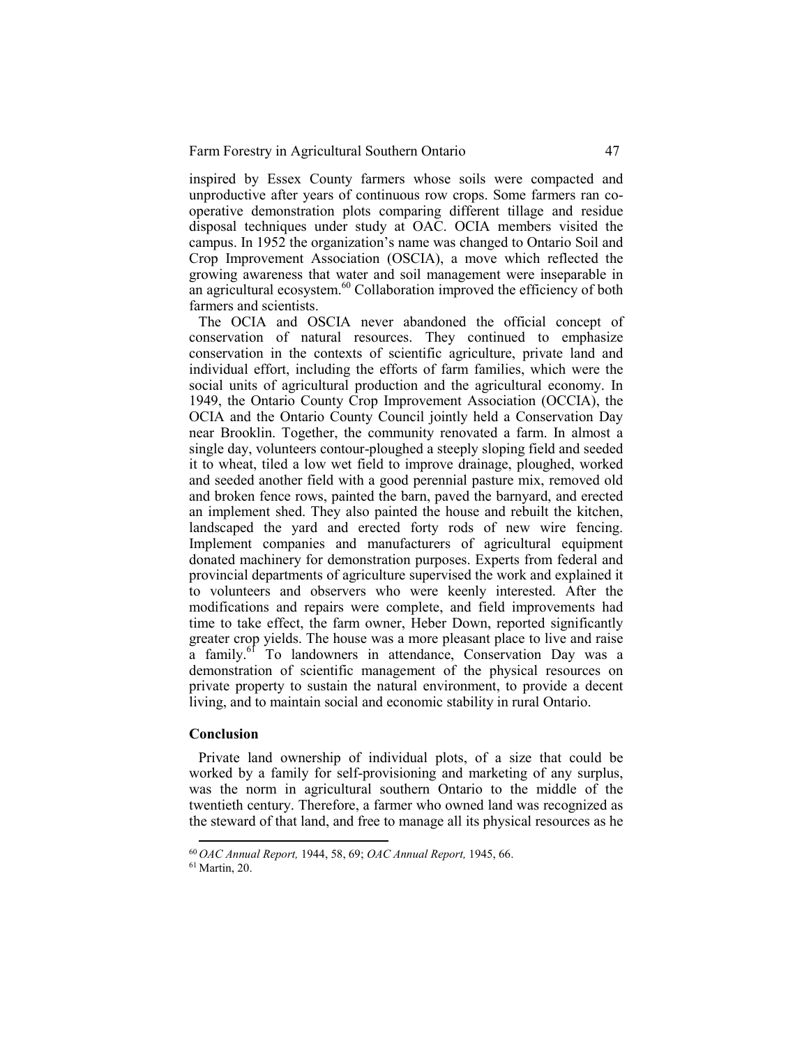inspired by Essex County farmers whose soils were compacted and unproductive after years of continuous row crops. Some farmers ran co-operative demonstration plots comparing different tillage and residue disposal techniques under study at OAC. OCIA members visited the campus. In 1952 the organization's name was changed to Ontario Soil and Crop Improvement Association (OSCIA), a move which reflected the growing awareness that water and soil management were inseparable in an agricultural ecosystem.[60] Collaboration improved the efficiency of both farmers and scientists.

The OCIA and OSCIA never abandoned the official concept of conservation of natural resources. They continued to emphasize conservation in the contexts of scientific agriculture, private land and individual effort, including the efforts of farm families, which were the social units of agricultural production and the agricultural economy. In 1949, the Ontario County Crop Improvement Association (OCCIA), the OCIA and the Ontario County Council jointly held a Conservation Day near Brooklin. Together, the community renovated a farm. In almost a single day, volunteers contour-ploughed a steeply sloping field and seeded it to wheat, tiled a low wet field to improve drainage, ploughed, worked and seeded another field with a good perennial pasture mix, removed old and broken fence rows, painted the barn, paved the barnyard, and erected an implement shed. They also painted the house and rebuilt the kitchen, landscaped the yard and erected forty rods of new wire fencing. Implement companies and manufacturers of agricultural equipment donated machinery for demonstration purposes. Experts from federal and provincial departments of agriculture supervised the work and explained it to volunteers and observers who were keenly interested. After the modifications and repairs were complete, and field improvements had time to take effect, the farm owner, Heber Down, reported significantly greater crop yields. The house was a more pleasant place to live and raise a family.[61] To landowners in attendance, Conservation Day was a demonstration of scientific management of the physical resources on private property to sustain the natural environment, to provide a decent living, and to maintain social and economic stability in rural Ontario.

## Conclusion

Private land ownership of individual plots, of a size that could be worked by a family for self-provisioning and marketing of any surplus, was the norm in agricultural southern Ontario to the middle of the twentieth century. Therefore, a farmer who owned land was recognized as the steward of that land, and free to manage all its physical resources as he

---

[60] *OAC Annual Report,* 1944, 58, 69; *OAC Annual Report,* 1945, 66.

[61] Martin, 20.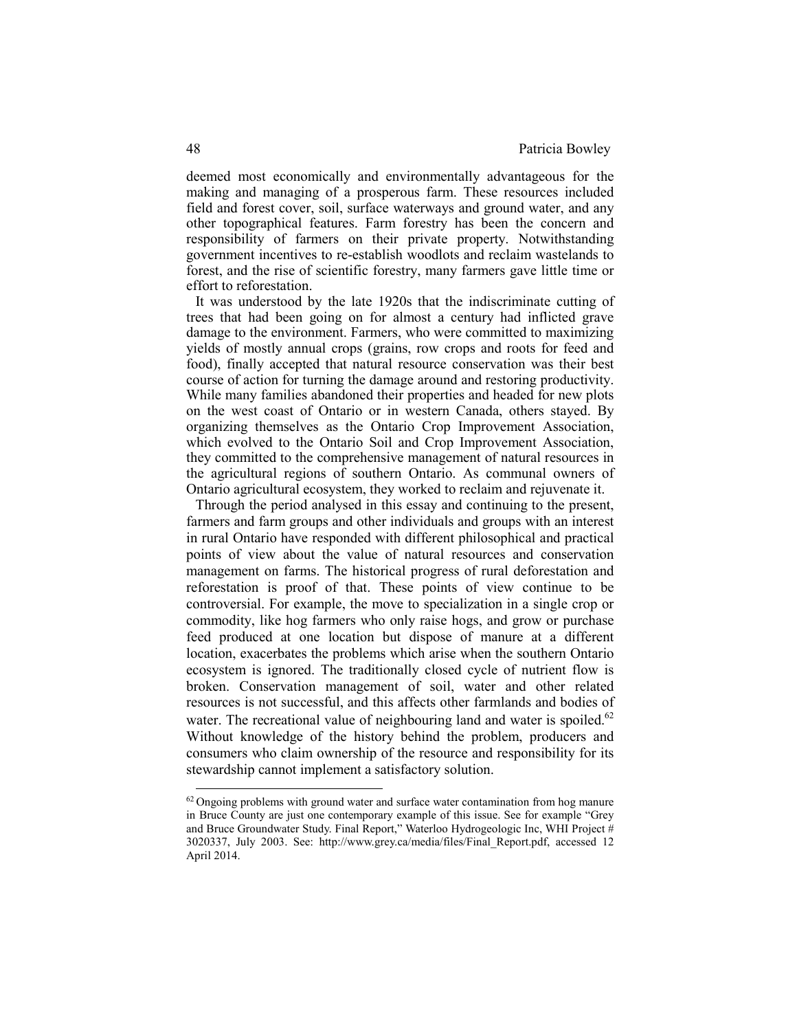deemed most economically and environmentally advantageous for the making and managing of a prosperous farm. These resources included field and forest cover, soil, surface waterways and ground water, and any other topographical features. Farm forestry has been the concern and responsibility of farmers on their private property. Notwithstanding government incentives to re-establish woodlots and reclaim wastelands to forest, and the rise of scientific forestry, many farmers gave little time or effort to reforestation.

It was understood by the late 1920s that the indiscriminate cutting of trees that had been going on for almost a century had inflicted grave damage to the environment. Farmers, who were committed to maximizing yields of mostly annual crops (grains, row crops and roots for feed and food), finally accepted that natural resource conservation was their best course of action for turning the damage around and restoring productivity. While many families abandoned their properties and headed for new plots on the west coast of Ontario or in western Canada, others stayed. By organizing themselves as the Ontario Crop Improvement Association, which evolved to the Ontario Soil and Crop Improvement Association, they committed to the comprehensive management of natural resources in the agricultural regions of southern Ontario. As communal owners of Ontario agricultural ecosystem, they worked to reclaim and rejuvenate it.

Through the period analysed in this essay and continuing to the present, farmers and farm groups and other individuals and groups with an interest in rural Ontario have responded with different philosophical and practical points of view about the value of natural resources and conservation management on farms. The historical progress of rural deforestation and reforestation is proof of that. These points of view continue to be controversial. For example, the move to specialization in a single crop or commodity, like hog farmers who only raise hogs, and grow or purchase feed produced at one location but dispose of manure at a different location, exacerbates the problems which arise when the southern Ontario ecosystem is ignored. The traditionally closed cycle of nutrient flow is broken. Conservation management of soil, water and other related resources is not successful, and this affects other farmlands and bodies of water. The recreational value of neighbouring land and water is spoiled.[62] Without knowledge of the history behind the problem, producers and consumers who claim ownership of the resource and responsibility for its stewardship cannot implement a satisfactory solution.

---

[62] Ongoing problems with ground water and surface water contamination from hog manure in Bruce County are just one contemporary example of this issue. See for example "Grey and Bruce Groundwater Study. Final Report," Waterloo Hydrogeologic Inc, WHI Project # 3020337, July 2003. See: http://www.grey.ca/media/files/Final_Report.pdf, accessed 12 April 2014.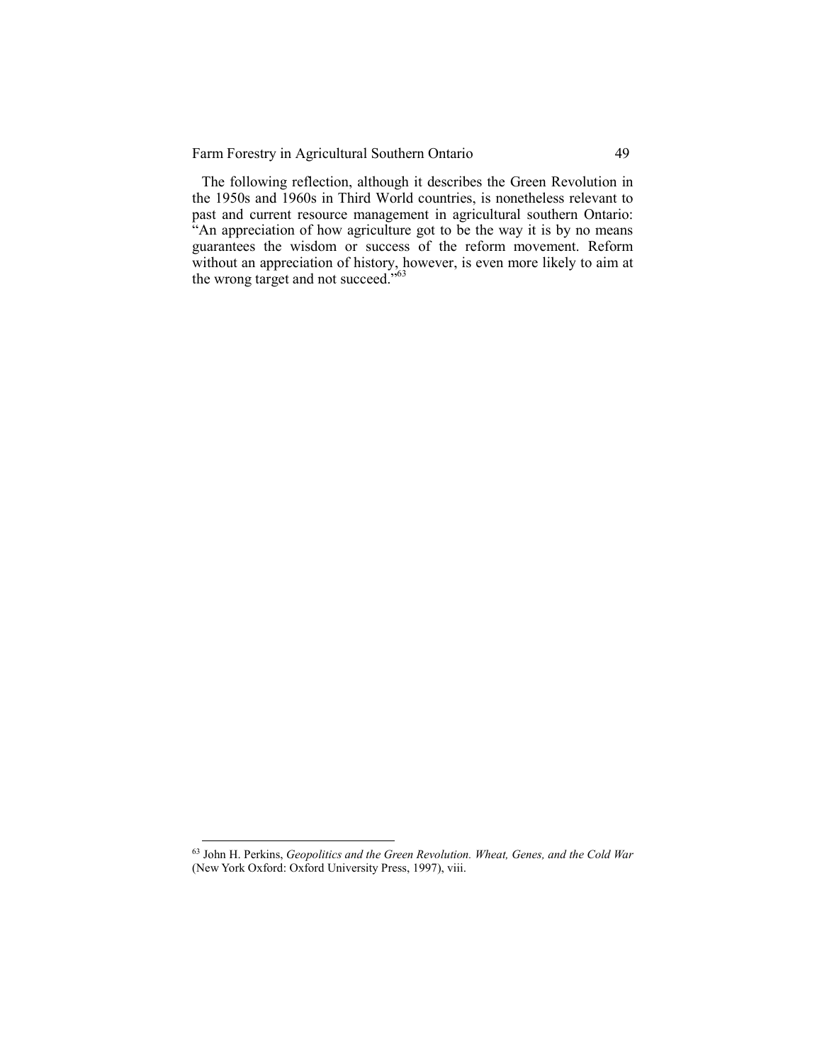The following reflection, although it describes the Green Revolution in the 1950s and 1960s in Third World countries, is nonetheless relevant to past and current resource management in agricultural southern Ontario: "An appreciation of how agriculture got to be the way it is by no means guarantees the wisdom or success of the reform movement. Reform without an appreciation of history, however, is even more likely to aim at the wrong target and not succeed."[63]

---

[63] John H. Perkins, *Geopolitics and the Green Revolution. Wheat, Genes, and the Cold War* (New York Oxford: Oxford University Press, 1997), viii.